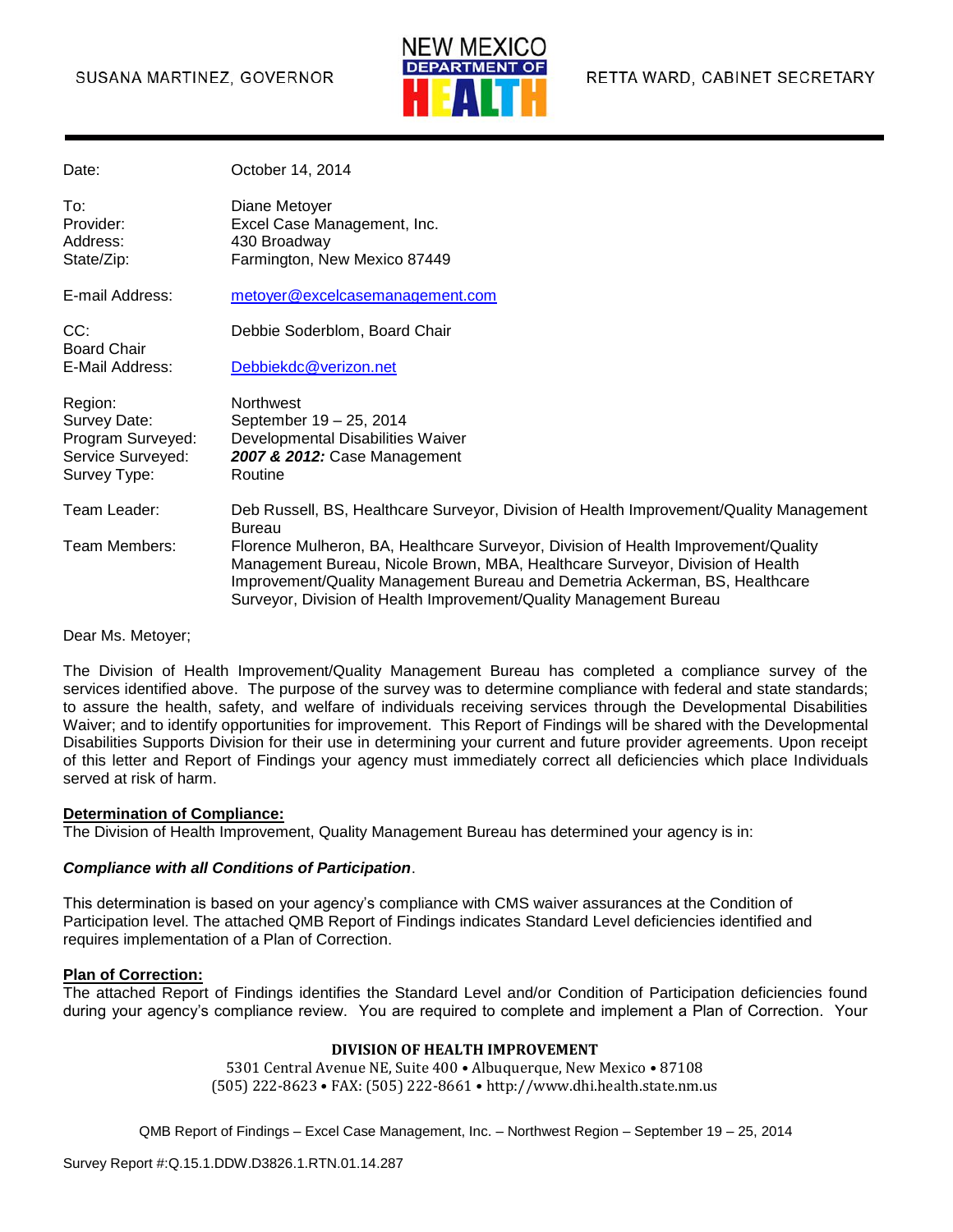SUSANA MARTINEZ, GOVERNOR

NEW MEXICO DEPARTMENT OF HEALTH

RETTA WARD, CABINET SECRETARY

| | |
|---|---|
| Date: | October 14, 2014 |
| To: | Diane Metoyer |
| Provider: | Excel Case Management, Inc. |
| Address: | 430 Broadway |
| State/Zip: | Farmington, New Mexico 87449 |
| E-mail Address: | metoyer@excelcasemanagement.com |
| CC: Board Chair | Debbie Soderblom, Board Chair |
| E-Mail Address: | Debbiekdc@verizon.net |
| Region: | Northwest |
| Survey Date: | September 19 – 25, 2014 |
| Program Surveyed: | Developmental Disabilities Waiver |
| Service Surveyed: | ***2007 & 2012:*** Case Management |
| Survey Type: | Routine |
| Team Leader: | Deb Russell, BS, Healthcare Surveyor, Division of Health Improvement/Quality Management Bureau |
| Team Members: | Florence Mulheron, BA, Healthcare Surveyor, Division of Health Improvement/Quality Management Bureau, Nicole Brown, MBA, Healthcare Surveyor, Division of Health Improvement/Quality Management Bureau and Demetria Ackerman, BS, Healthcare Surveyor, Division of Health Improvement/Quality Management Bureau |

Dear Ms. Metoyer;

The Division of Health Improvement/Quality Management Bureau has completed a compliance survey of the services identified above. The purpose of the survey was to determine compliance with federal and state standards; to assure the health, safety, and welfare of individuals receiving services through the Developmental Disabilities Waiver; and to identify opportunities for improvement. This Report of Findings will be shared with the Developmental Disabilities Supports Division for their use in determining your current and future provider agreements. Upon receipt of this letter and Report of Findings your agency must immediately correct all deficiencies which place Individuals served at risk of harm.

**Determination of Compliance:**

The Division of Health Improvement, Quality Management Bureau has determined your agency is in:

***Compliance with all Conditions of Participation***.

This determination is based on your agency's compliance with CMS waiver assurances at the Condition of Participation level. The attached QMB Report of Findings indicates Standard Level deficiencies identified and requires implementation of a Plan of Correction.

**Plan of Correction:**

The attached Report of Findings identifies the Standard Level and/or Condition of Participation deficiencies found during your agency's compliance review. You are required to complete and implement a Plan of Correction. Your

**DIVISION OF HEALTH IMPROVEMENT**

5301 Central Avenue NE, Suite 400 • Albuquerque, New Mexico • 87108

(505) 222-8623 • FAX: (505) 222-8661 • http://www.dhi.health.state.nm.us

Survey Report #:Q.15.1.DDW.D3826.1.RTN.01.14.287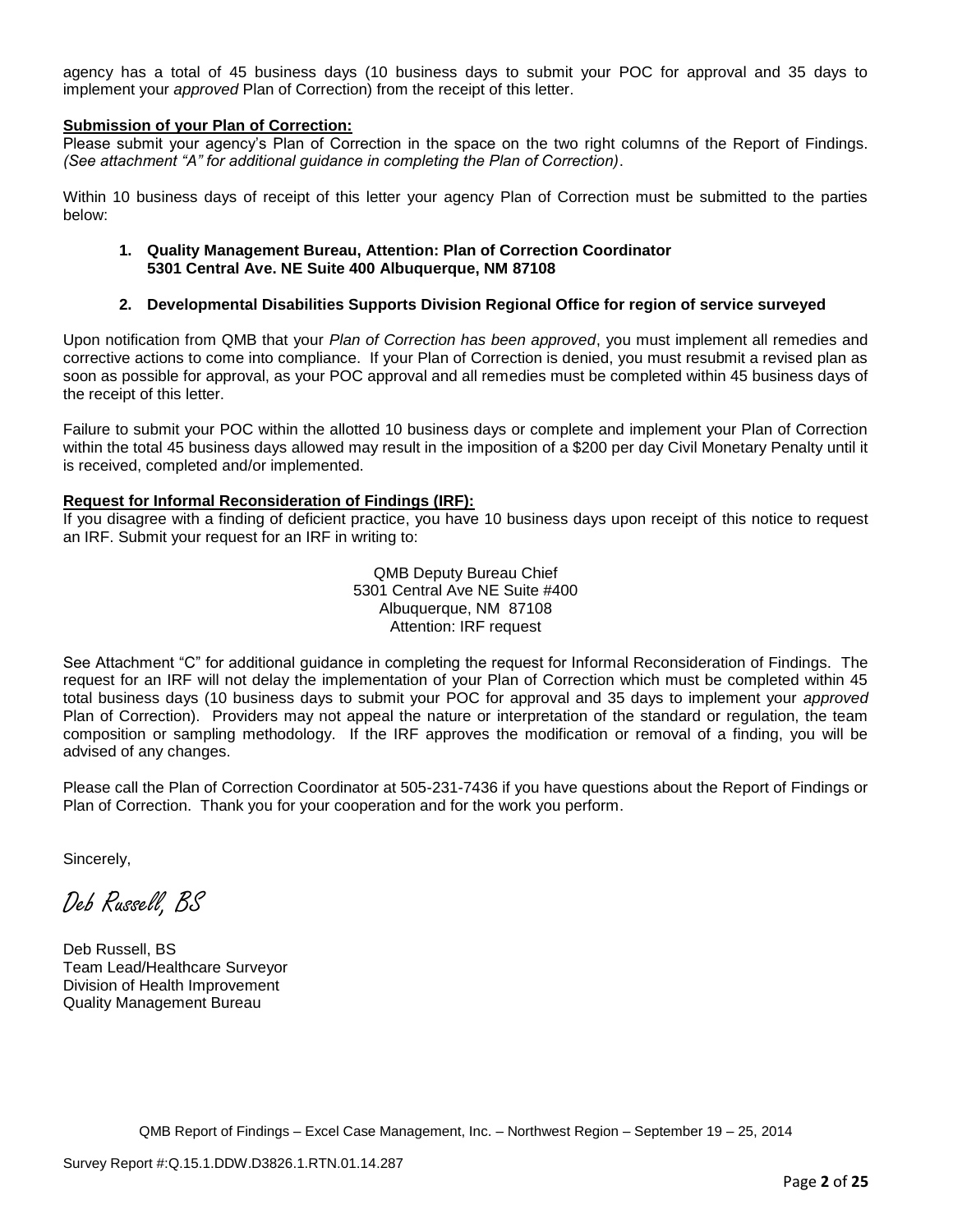agency has a total of 45 business days (10 business days to submit your POC for approval and 35 days to implement your *approved* Plan of Correction) from the receipt of this letter.

**Submission of your Plan of Correction:**

Please submit your agency's Plan of Correction in the space on the two right columns of the Report of Findings. *(See attachment "A" for additional guidance in completing the Plan of Correction)*.

Within 10 business days of receipt of this letter your agency Plan of Correction must be submitted to the parties below:

1. **Quality Management Bureau, Attention: Plan of Correction Coordinator 5301 Central Ave. NE Suite 400 Albuquerque, NM 87108**

2. **Developmental Disabilities Supports Division Regional Office for region of service surveyed**

Upon notification from QMB that your *Plan of Correction has been approved*, you must implement all remedies and corrective actions to come into compliance. If your Plan of Correction is denied, you must resubmit a revised plan as soon as possible for approval, as your POC approval and all remedies must be completed within 45 business days of the receipt of this letter.

Failure to submit your POC within the allotted 10 business days or complete and implement your Plan of Correction within the total 45 business days allowed may result in the imposition of a $200 per day Civil Monetary Penalty until it is received, completed and/or implemented.

**Request for Informal Reconsideration of Findings (IRF):**

If you disagree with a finding of deficient practice, you have 10 business days upon receipt of this notice to request an IRF. Submit your request for an IRF in writing to:

QMB Deputy Bureau Chief
5301 Central Ave NE Suite #400
Albuquerque, NM 87108
Attention: IRF request

See Attachment "C" for additional guidance in completing the request for Informal Reconsideration of Findings. The request for an IRF will not delay the implementation of your Plan of Correction which must be completed within 45 total business days (10 business days to submit your POC for approval and 35 days to implement your *approved* Plan of Correction). Providers may not appeal the nature or interpretation of the standard or regulation, the team composition or sampling methodology. If the IRF approves the modification or removal of a finding, you will be advised of any changes.

Please call the Plan of Correction Coordinator at 505-231-7436 if you have questions about the Report of Findings or Plan of Correction. Thank you for your cooperation and for the work you perform.

Sincerely,

*Deb Russell, BS*

Deb Russell, BS
Team Lead/Healthcare Surveyor
Division of Health Improvement
Quality Management Bureau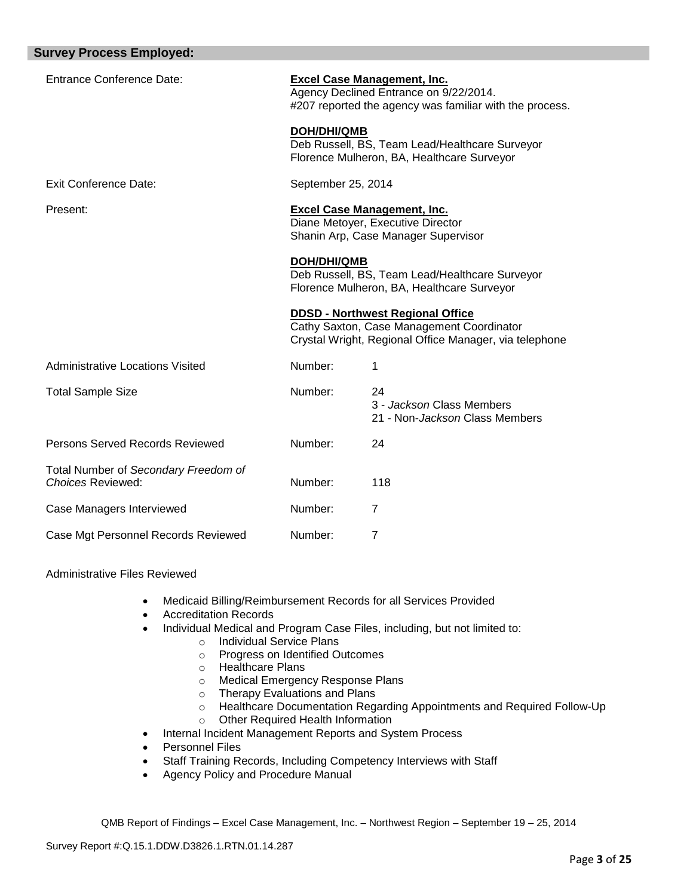## Survey Process Employed:

| | | |
|---|---|---|
| Entrance Conference Date: | **Excel Case Management, Inc.**<br>Agency Declined Entrance on 9/22/2014.<br>#207 reported the agency was familiar with the process.<br><br>**DOH/DHI/QMB**<br>Deb Russell, BS, Team Lead/Healthcare Surveyor<br>Florence Mulheron, BA, Healthcare Surveyor | |
| Exit Conference Date: | September 25, 2014 | |
| Present: | **Excel Case Management, Inc.**<br>Diane Metoyer, Executive Director<br>Shanin Arp, Case Manager Supervisor<br><br>**DOH/DHI/QMB**<br>Deb Russell, BS, Team Lead/Healthcare Surveyor<br>Florence Mulheron, BA, Healthcare Surveyor<br><br>**DDSD - Northwest Regional Office**<br>Cathy Saxton, Case Management Coordinator<br>Crystal Wright, Regional Office Manager, via telephone | |
| Administrative Locations Visited | Number: | 1 |
| Total Sample Size | Number: | 24<br>3 - *Jackson* Class Members<br>21 - Non-*Jackson* Class Members |
| Persons Served Records Reviewed | Number: | 24 |
| Total Number of *Secondary Freedom of Choices* Reviewed: | Number: | 118 |
| Case Managers Interviewed | Number: | 7 |
| Case Mgt Personnel Records Reviewed | Number: | 7 |

Administrative Files Reviewed

- Medicaid Billing/Reimbursement Records for all Services Provided
- Accreditation Records
- Individual Medical and Program Case Files, including, but not limited to:
  - Individual Service Plans
  - Progress on Identified Outcomes
  - Healthcare Plans
  - Medical Emergency Response Plans
  - Therapy Evaluations and Plans
  - Healthcare Documentation Regarding Appointments and Required Follow-Up
  - Other Required Health Information
- Internal Incident Management Reports and System Process
- Personnel Files
- Staff Training Records, Including Competency Interviews with Staff
- Agency Policy and Procedure Manual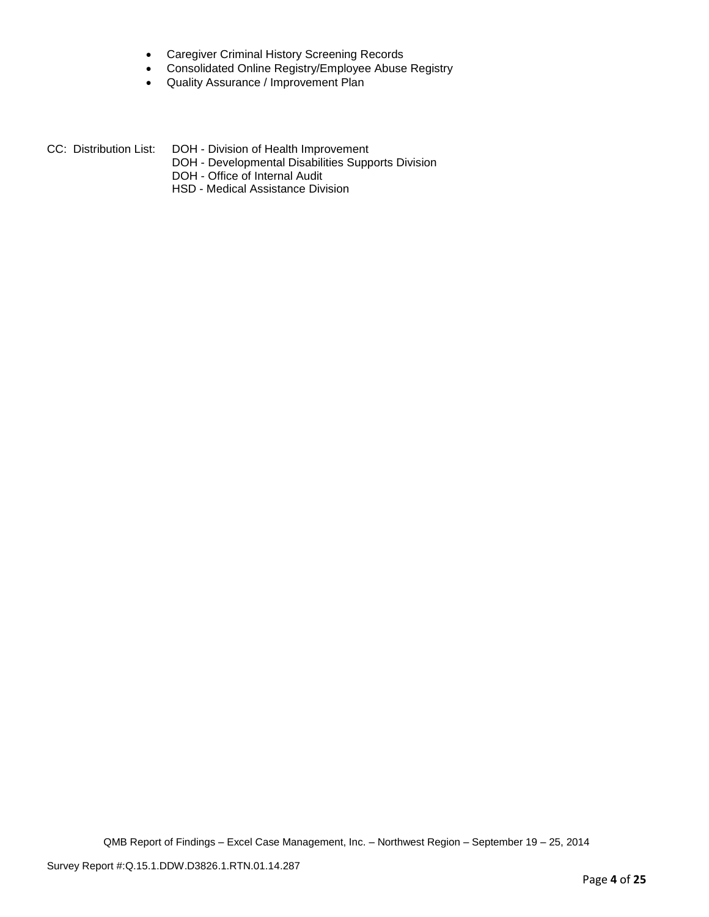- Caregiver Criminal History Screening Records
- Consolidated Online Registry/Employee Abuse Registry
- Quality Assurance / Improvement Plan

CC: Distribution List: DOH - Division of Health Improvement
DOH - Developmental Disabilities Supports Division
DOH - Office of Internal Audit
HSD - Medical Assistance Division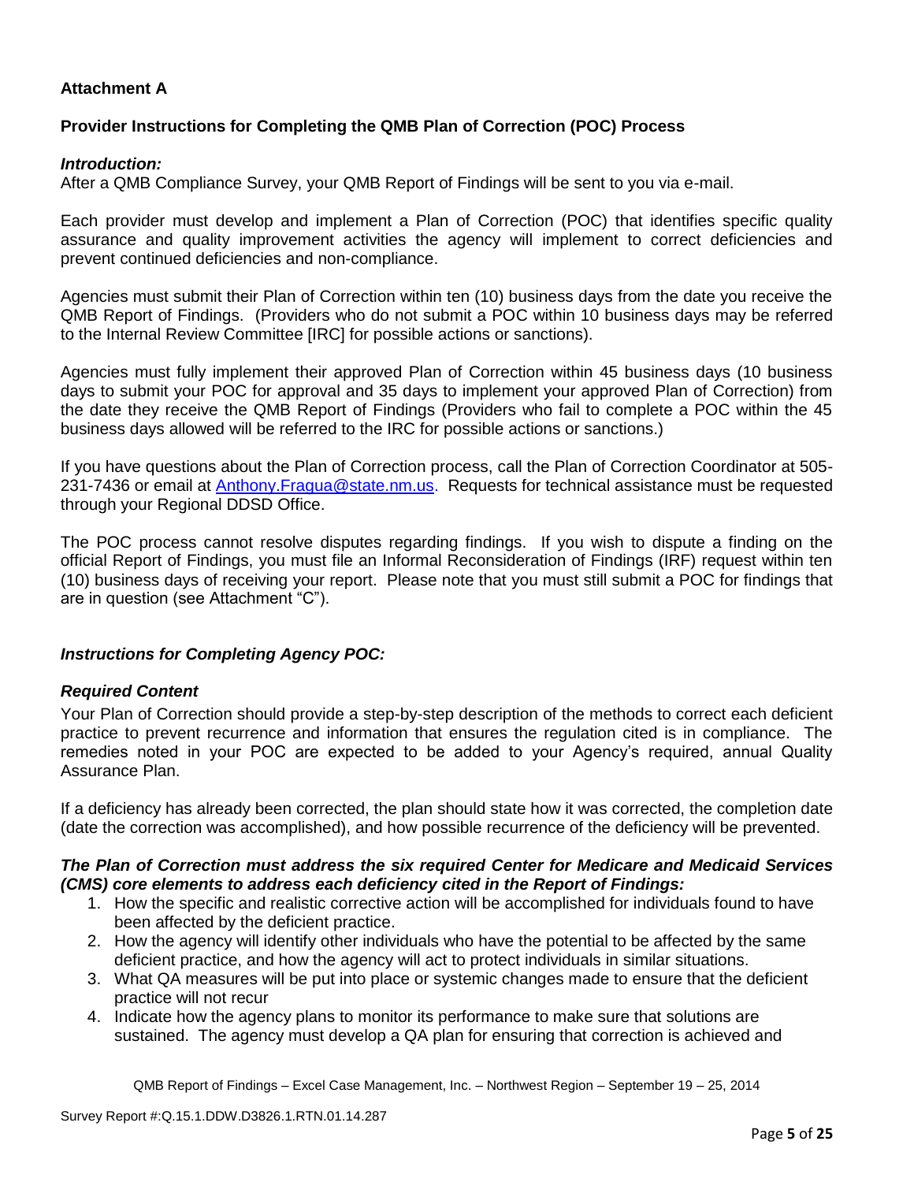**Attachment A**

**Provider Instructions for Completing the QMB Plan of Correction (POC) Process**

***Introduction:***

After a QMB Compliance Survey, your QMB Report of Findings will be sent to you via e-mail.

Each provider must develop and implement a Plan of Correction (POC) that identifies specific quality assurance and quality improvement activities the agency will implement to correct deficiencies and prevent continued deficiencies and non-compliance.

Agencies must submit their Plan of Correction within ten (10) business days from the date you receive the QMB Report of Findings. (Providers who do not submit a POC within 10 business days may be referred to the Internal Review Committee [IRC] for possible actions or sanctions).

Agencies must fully implement their approved Plan of Correction within 45 business days (10 business days to submit your POC for approval and 35 days to implement your approved Plan of Correction) from the date they receive the QMB Report of Findings (Providers who fail to complete a POC within the 45 business days allowed will be referred to the IRC for possible actions or sanctions.)

If you have questions about the Plan of Correction process, call the Plan of Correction Coordinator at 505-231-7436 or email at Anthony.Fragua@state.nm.us. Requests for technical assistance must be requested through your Regional DDSD Office.

The POC process cannot resolve disputes regarding findings. If you wish to dispute a finding on the official Report of Findings, you must file an Informal Reconsideration of Findings (IRF) request within ten (10) business days of receiving your report. Please note that you must still submit a POC for findings that are in question (see Attachment "C").

***Instructions for Completing Agency POC:***

***Required Content***

Your Plan of Correction should provide a step-by-step description of the methods to correct each deficient practice to prevent recurrence and information that ensures the regulation cited is in compliance. The remedies noted in your POC are expected to be added to your Agency's required, annual Quality Assurance Plan.

If a deficiency has already been corrected, the plan should state how it was corrected, the completion date (date the correction was accomplished), and how possible recurrence of the deficiency will be prevented.

***The Plan of Correction must address the six required Center for Medicare and Medicaid Services (CMS) core elements to address each deficiency cited in the Report of Findings:***

1. How the specific and realistic corrective action will be accomplished for individuals found to have been affected by the deficient practice.
2. How the agency will identify other individuals who have the potential to be affected by the same deficient practice, and how the agency will act to protect individuals in similar situations.
3. What QA measures will be put into place or systemic changes made to ensure that the deficient practice will not recur
4. Indicate how the agency plans to monitor its performance to make sure that solutions are sustained. The agency must develop a QA plan for ensuring that correction is achieved and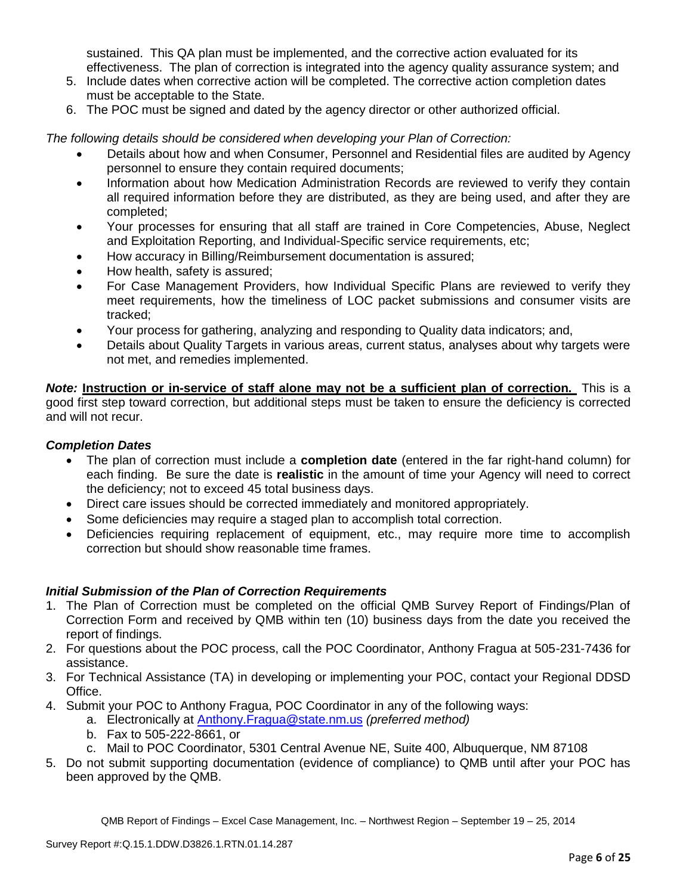sustained. This QA plan must be implemented, and the corrective action evaluated for its effectiveness. The plan of correction is integrated into the agency quality assurance system; and

5. Include dates when corrective action will be completed. The corrective action completion dates must be acceptable to the State.
6. The POC must be signed and dated by the agency director or other authorized official.

*The following details should be considered when developing your Plan of Correction:*

- Details about how and when Consumer, Personnel and Residential files are audited by Agency personnel to ensure they contain required documents;
- Information about how Medication Administration Records are reviewed to verify they contain all required information before they are distributed, as they are being used, and after they are completed;
- Your processes for ensuring that all staff are trained in Core Competencies, Abuse, Neglect and Exploitation Reporting, and Individual-Specific service requirements, etc;
- How accuracy in Billing/Reimbursement documentation is assured;
- How health, safety is assured;
- For Case Management Providers, how Individual Specific Plans are reviewed to verify they meet requirements, how the timeliness of LOC packet submissions and consumer visits are tracked;
- Your process for gathering, analyzing and responding to Quality data indicators; and,
- Details about Quality Targets in various areas, current status, analyses about why targets were not met, and remedies implemented.

***Note:*** **Instruction or in-service of staff alone may not be a sufficient plan of correction.** This is a good first step toward correction, but additional steps must be taken to ensure the deficiency is corrected and will not recur.

### *Completion Dates*

- The plan of correction must include a **completion date** (entered in the far right-hand column) for each finding. Be sure the date is **realistic** in the amount of time your Agency will need to correct the deficiency; not to exceed 45 total business days.
- Direct care issues should be corrected immediately and monitored appropriately.
- Some deficiencies may require a staged plan to accomplish total correction.
- Deficiencies requiring replacement of equipment, etc., may require more time to accomplish correction but should show reasonable time frames.

### *Initial Submission of the Plan of Correction Requirements*

1. The Plan of Correction must be completed on the official QMB Survey Report of Findings/Plan of Correction Form and received by QMB within ten (10) business days from the date you received the report of findings.
2. For questions about the POC process, call the POC Coordinator, Anthony Fragua at 505-231-7436 for assistance.
3. For Technical Assistance (TA) in developing or implementing your POC, contact your Regional DDSD Office.
4. Submit your POC to Anthony Fragua, POC Coordinator in any of the following ways:
   a. Electronically at Anthony.Fragua@state.nm.us *(preferred method)*
   b. Fax to 505-222-8661, or
   c. Mail to POC Coordinator, 5301 Central Avenue NE, Suite 400, Albuquerque, NM 87108
5. Do not submit supporting documentation (evidence of compliance) to QMB until after your POC has been approved by the QMB.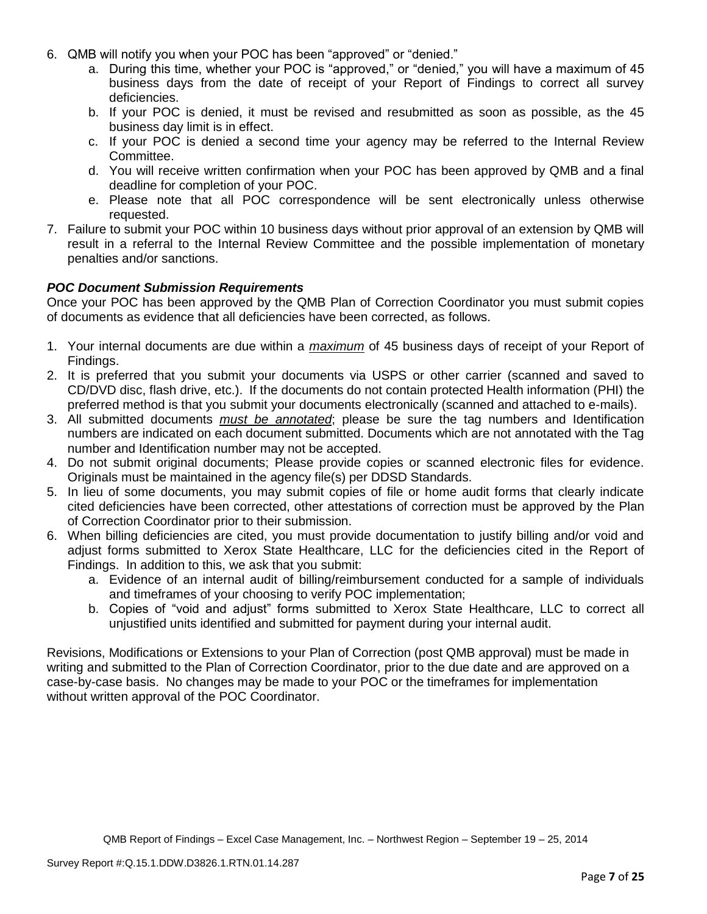6. QMB will notify you when your POC has been "approved" or "denied."
   a. During this time, whether your POC is "approved," or "denied," you will have a maximum of 45 business days from the date of receipt of your Report of Findings to correct all survey deficiencies.
   b. If your POC is denied, it must be revised and resubmitted as soon as possible, as the 45 business day limit is in effect.
   c. If your POC is denied a second time your agency may be referred to the Internal Review Committee.
   d. You will receive written confirmation when your POC has been approved by QMB and a final deadline for completion of your POC.
   e. Please note that all POC correspondence will be sent electronically unless otherwise requested.
7. Failure to submit your POC within 10 business days without prior approval of an extension by QMB will result in a referral to the Internal Review Committee and the possible implementation of monetary penalties and/or sanctions.

***POC Document Submission Requirements***

Once your POC has been approved by the QMB Plan of Correction Coordinator you must submit copies of documents as evidence that all deficiencies have been corrected, as follows.

1. Your internal documents are due within a ***maximum*** of 45 business days of receipt of your Report of Findings.
2. It is preferred that you submit your documents via USPS or other carrier (scanned and saved to CD/DVD disc, flash drive, etc.). If the documents do not contain protected Health information (PHI) the preferred method is that you submit your documents electronically (scanned and attached to e-mails).
3. All submitted documents ***must be annotated***; please be sure the tag numbers and Identification numbers are indicated on each document submitted. Documents which are not annotated with the Tag number and Identification number may not be accepted.
4. Do not submit original documents; Please provide copies or scanned electronic files for evidence. Originals must be maintained in the agency file(s) per DDSD Standards.
5. In lieu of some documents, you may submit copies of file or home audit forms that clearly indicate cited deficiencies have been corrected, other attestations of correction must be approved by the Plan of Correction Coordinator prior to their submission.
6. When billing deficiencies are cited, you must provide documentation to justify billing and/or void and adjust forms submitted to Xerox State Healthcare, LLC for the deficiencies cited in the Report of Findings. In addition to this, we ask that you submit:
   a. Evidence of an internal audit of billing/reimbursement conducted for a sample of individuals and timeframes of your choosing to verify POC implementation;
   b. Copies of "void and adjust" forms submitted to Xerox State Healthcare, LLC to correct all unjustified units identified and submitted for payment during your internal audit.

Revisions, Modifications or Extensions to your Plan of Correction (post QMB approval) must be made in writing and submitted to the Plan of Correction Coordinator, prior to the due date and are approved on a case-by-case basis. No changes may be made to your POC or the timeframes for implementation without written approval of the POC Coordinator.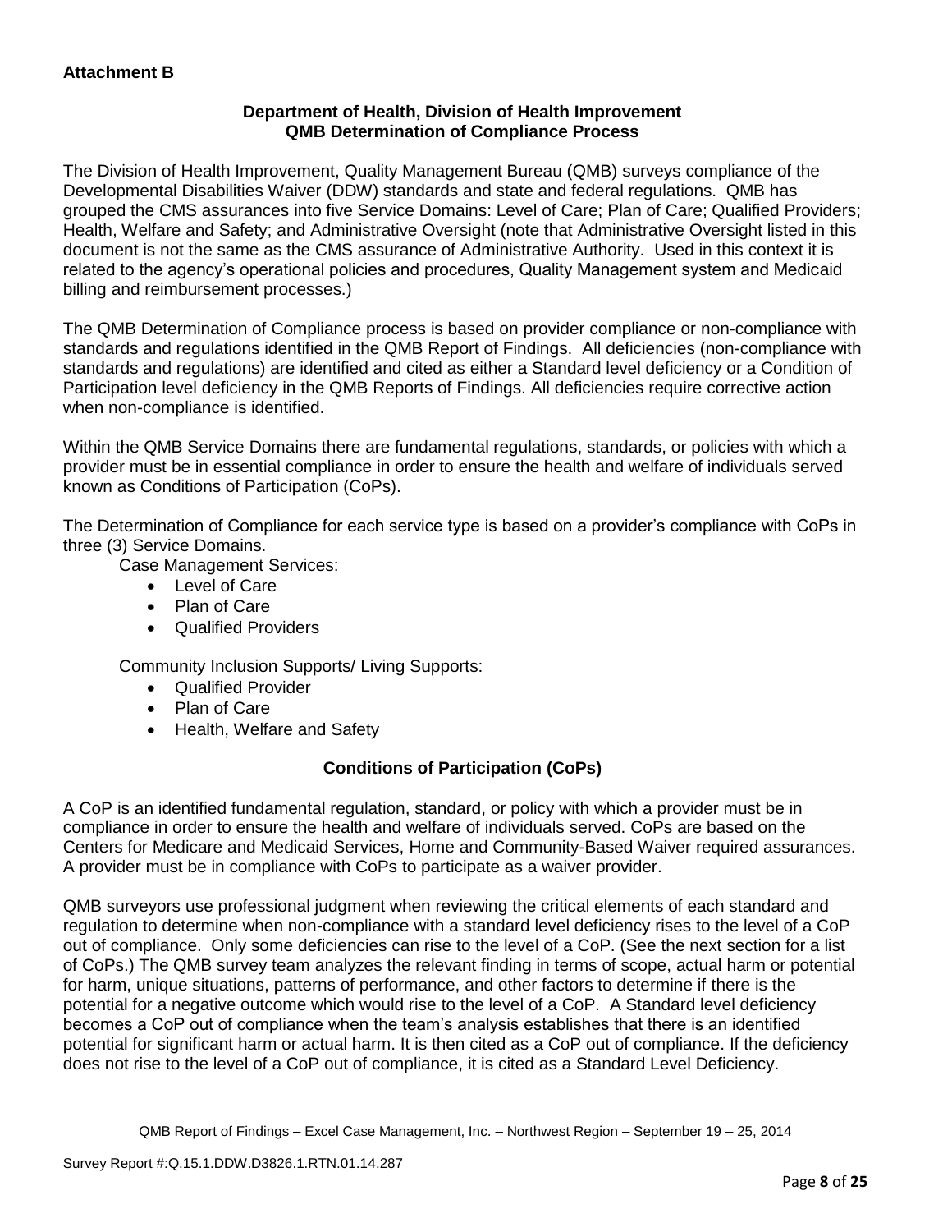**Attachment B**

**Department of Health, Division of Health Improvement**
**QMB Determination of Compliance Process**

The Division of Health Improvement, Quality Management Bureau (QMB) surveys compliance of the Developmental Disabilities Waiver (DDW) standards and state and federal regulations. QMB has grouped the CMS assurances into five Service Domains: Level of Care; Plan of Care; Qualified Providers; Health, Welfare and Safety; and Administrative Oversight (note that Administrative Oversight listed in this document is not the same as the CMS assurance of Administrative Authority. Used in this context it is related to the agency's operational policies and procedures, Quality Management system and Medicaid billing and reimbursement processes.)

The QMB Determination of Compliance process is based on provider compliance or non-compliance with standards and regulations identified in the QMB Report of Findings. All deficiencies (non-compliance with standards and regulations) are identified and cited as either a Standard level deficiency or a Condition of Participation level deficiency in the QMB Reports of Findings. All deficiencies require corrective action when non-compliance is identified.

Within the QMB Service Domains there are fundamental regulations, standards, or policies with which a provider must be in essential compliance in order to ensure the health and welfare of individuals served known as Conditions of Participation (CoPs).

The Determination of Compliance for each service type is based on a provider's compliance with CoPs in three (3) Service Domains.

Case Management Services:

- Level of Care
- Plan of Care
- Qualified Providers

Community Inclusion Supports/ Living Supports:

- Qualified Provider
- Plan of Care
- Health, Welfare and Safety

**Conditions of Participation (CoPs)**

A CoP is an identified fundamental regulation, standard, or policy with which a provider must be in compliance in order to ensure the health and welfare of individuals served. CoPs are based on the Centers for Medicare and Medicaid Services, Home and Community-Based Waiver required assurances. A provider must be in compliance with CoPs to participate as a waiver provider.

QMB surveyors use professional judgment when reviewing the critical elements of each standard and regulation to determine when non-compliance with a standard level deficiency rises to the level of a CoP out of compliance. Only some deficiencies can rise to the level of a CoP. (See the next section for a list of CoPs.) The QMB survey team analyzes the relevant finding in terms of scope, actual harm or potential for harm, unique situations, patterns of performance, and other factors to determine if there is the potential for a negative outcome which would rise to the level of a CoP. A Standard level deficiency becomes a CoP out of compliance when the team's analysis establishes that there is an identified potential for significant harm or actual harm. It is then cited as a CoP out of compliance. If the deficiency does not rise to the level of a CoP out of compliance, it is cited as a Standard Level Deficiency.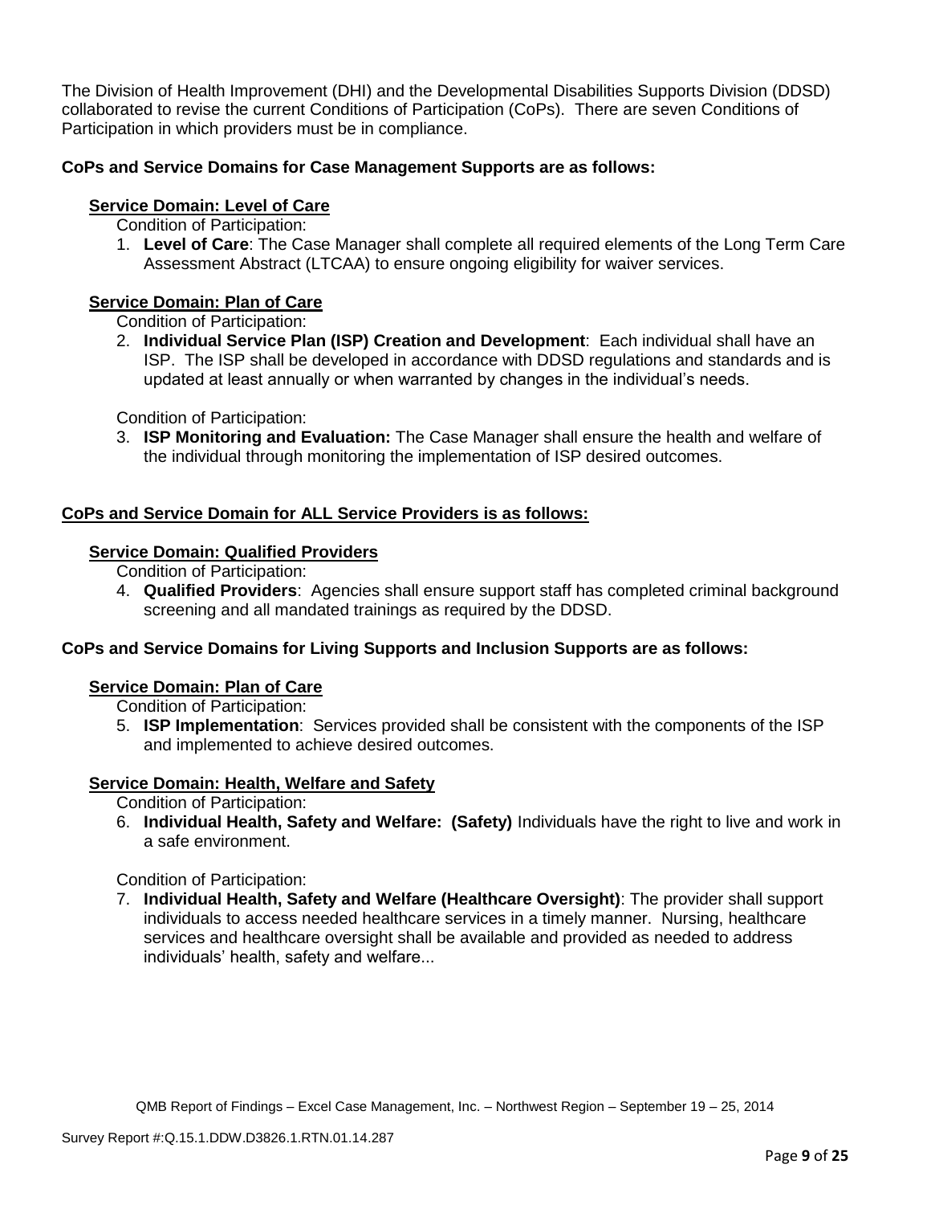The Division of Health Improvement (DHI) and the Developmental Disabilities Supports Division (DDSD) collaborated to revise the current Conditions of Participation (CoPs). There are seven Conditions of Participation in which providers must be in compliance.

**CoPs and Service Domains for Case Management Supports are as follows:**

**Service Domain: Level of Care**

Condition of Participation:

1. **Level of Care**: The Case Manager shall complete all required elements of the Long Term Care Assessment Abstract (LTCAA) to ensure ongoing eligibility for waiver services.

**Service Domain: Plan of Care**

Condition of Participation:

2. **Individual Service Plan (ISP) Creation and Development**: Each individual shall have an ISP. The ISP shall be developed in accordance with DDSD regulations and standards and is updated at least annually or when warranted by changes in the individual's needs.

Condition of Participation:

3. **ISP Monitoring and Evaluation:** The Case Manager shall ensure the health and welfare of the individual through monitoring the implementation of ISP desired outcomes.

**CoPs and Service Domain for ALL Service Providers is as follows:**

**Service Domain: Qualified Providers**

Condition of Participation:

4. **Qualified Providers**: Agencies shall ensure support staff has completed criminal background screening and all mandated trainings as required by the DDSD.

**CoPs and Service Domains for Living Supports and Inclusion Supports are as follows:**

**Service Domain: Plan of Care**

Condition of Participation:

5. **ISP Implementation**: Services provided shall be consistent with the components of the ISP and implemented to achieve desired outcomes.

**Service Domain: Health, Welfare and Safety**

Condition of Participation:

6. **Individual Health, Safety and Welfare: (Safety)** Individuals have the right to live and work in a safe environment.

Condition of Participation:

7. **Individual Health, Safety and Welfare (Healthcare Oversight)**: The provider shall support individuals to access needed healthcare services in a timely manner. Nursing, healthcare services and healthcare oversight shall be available and provided as needed to address individuals' health, safety and welfare...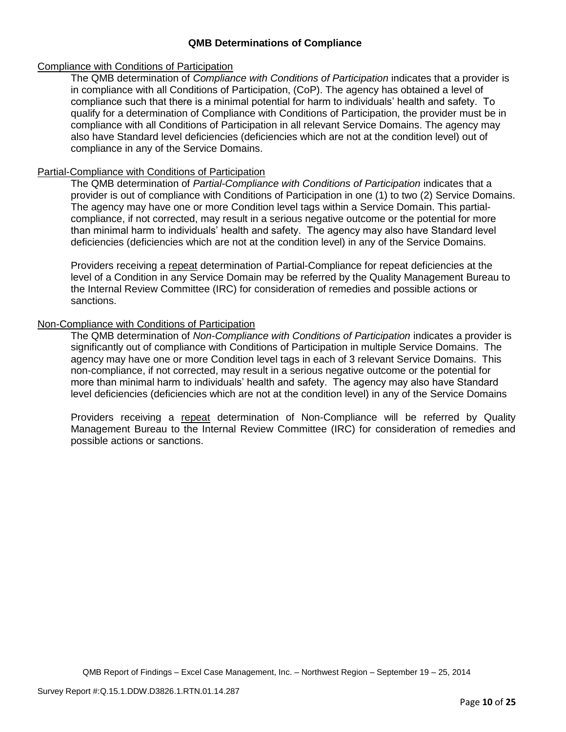## QMB Determinations of Compliance

### Compliance with Conditions of Participation

The QMB determination of *Compliance with Conditions of Participation* indicates that a provider is in compliance with all Conditions of Participation, (CoP). The agency has obtained a level of compliance such that there is a minimal potential for harm to individuals' health and safety. To qualify for a determination of Compliance with Conditions of Participation, the provider must be in compliance with all Conditions of Participation in all relevant Service Domains. The agency may also have Standard level deficiencies (deficiencies which are not at the condition level) out of compliance in any of the Service Domains.

### Partial-Compliance with Conditions of Participation

The QMB determination of *Partial-Compliance with Conditions of Participation* indicates that a provider is out of compliance with Conditions of Participation in one (1) to two (2) Service Domains. The agency may have one or more Condition level tags within a Service Domain. This partial-compliance, if not corrected, may result in a serious negative outcome or the potential for more than minimal harm to individuals' health and safety. The agency may also have Standard level deficiencies (deficiencies which are not at the condition level) in any of the Service Domains.

Providers receiving a repeat determination of Partial-Compliance for repeat deficiencies at the level of a Condition in any Service Domain may be referred by the Quality Management Bureau to the Internal Review Committee (IRC) for consideration of remedies and possible actions or sanctions.

### Non-Compliance with Conditions of Participation

The QMB determination of *Non-Compliance with Conditions of Participation* indicates a provider is significantly out of compliance with Conditions of Participation in multiple Service Domains. The agency may have one or more Condition level tags in each of 3 relevant Service Domains. This non-compliance, if not corrected, may result in a serious negative outcome or the potential for more than minimal harm to individuals' health and safety. The agency may also have Standard level deficiencies (deficiencies which are not at the condition level) in any of the Service Domains

Providers receiving a repeat determination of Non-Compliance will be referred by Quality Management Bureau to the Internal Review Committee (IRC) for consideration of remedies and possible actions or sanctions.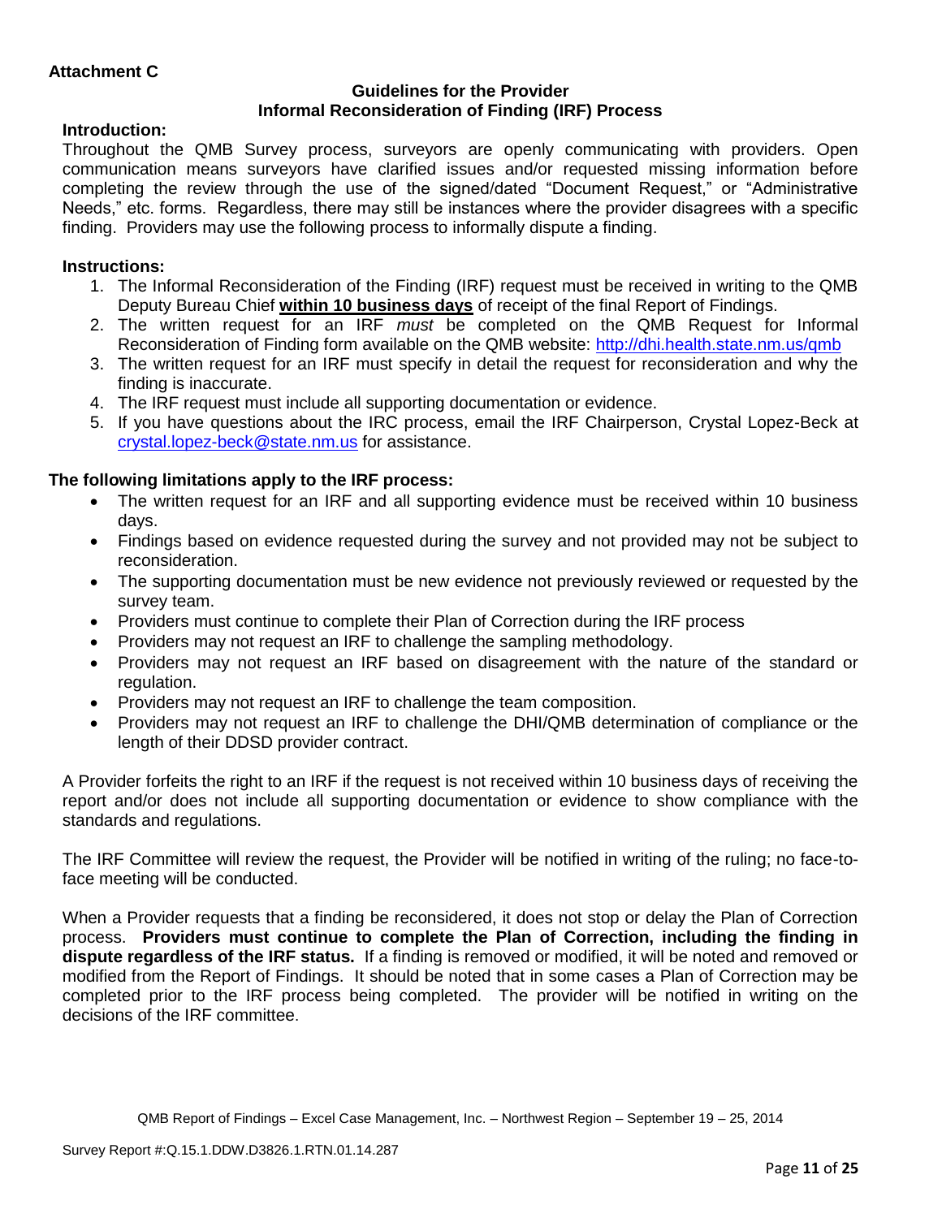**Attachment C**

**Guidelines for the Provider**
**Informal Reconsideration of Finding (IRF) Process**

**Introduction:**

Throughout the QMB Survey process, surveyors are openly communicating with providers. Open communication means surveyors have clarified issues and/or requested missing information before completing the review through the use of the signed/dated "Document Request," or "Administrative Needs," etc. forms. Regardless, there may still be instances where the provider disagrees with a specific finding. Providers may use the following process to informally dispute a finding.

**Instructions:**

1. The Informal Reconsideration of the Finding (IRF) request must be received in writing to the QMB Deputy Bureau Chief **within 10 business days** of receipt of the final Report of Findings.
2. The written request for an IRF *must* be completed on the QMB Request for Informal Reconsideration of Finding form available on the QMB website: http://dhi.health.state.nm.us/qmb
3. The written request for an IRF must specify in detail the request for reconsideration and why the finding is inaccurate.
4. The IRF request must include all supporting documentation or evidence.
5. If you have questions about the IRC process, email the IRF Chairperson, Crystal Lopez-Beck at crystal.lopez-beck@state.nm.us for assistance.

**The following limitations apply to the IRF process:**

- The written request for an IRF and all supporting evidence must be received within 10 business days.
- Findings based on evidence requested during the survey and not provided may not be subject to reconsideration.
- The supporting documentation must be new evidence not previously reviewed or requested by the survey team.
- Providers must continue to complete their Plan of Correction during the IRF process
- Providers may not request an IRF to challenge the sampling methodology.
- Providers may not request an IRF based on disagreement with the nature of the standard or regulation.
- Providers may not request an IRF to challenge the team composition.
- Providers may not request an IRF to challenge the DHI/QMB determination of compliance or the length of their DDSD provider contract.

A Provider forfeits the right to an IRF if the request is not received within 10 business days of receiving the report and/or does not include all supporting documentation or evidence to show compliance with the standards and regulations.

The IRF Committee will review the request, the Provider will be notified in writing of the ruling; no face-to-face meeting will be conducted.

When a Provider requests that a finding be reconsidered, it does not stop or delay the Plan of Correction process. **Providers must continue to complete the Plan of Correction, including the finding in dispute regardless of the IRF status.** If a finding is removed or modified, it will be noted and removed or modified from the Report of Findings. It should be noted that in some cases a Plan of Correction may be completed prior to the IRF process being completed. The provider will be notified in writing on the decisions of the IRF committee.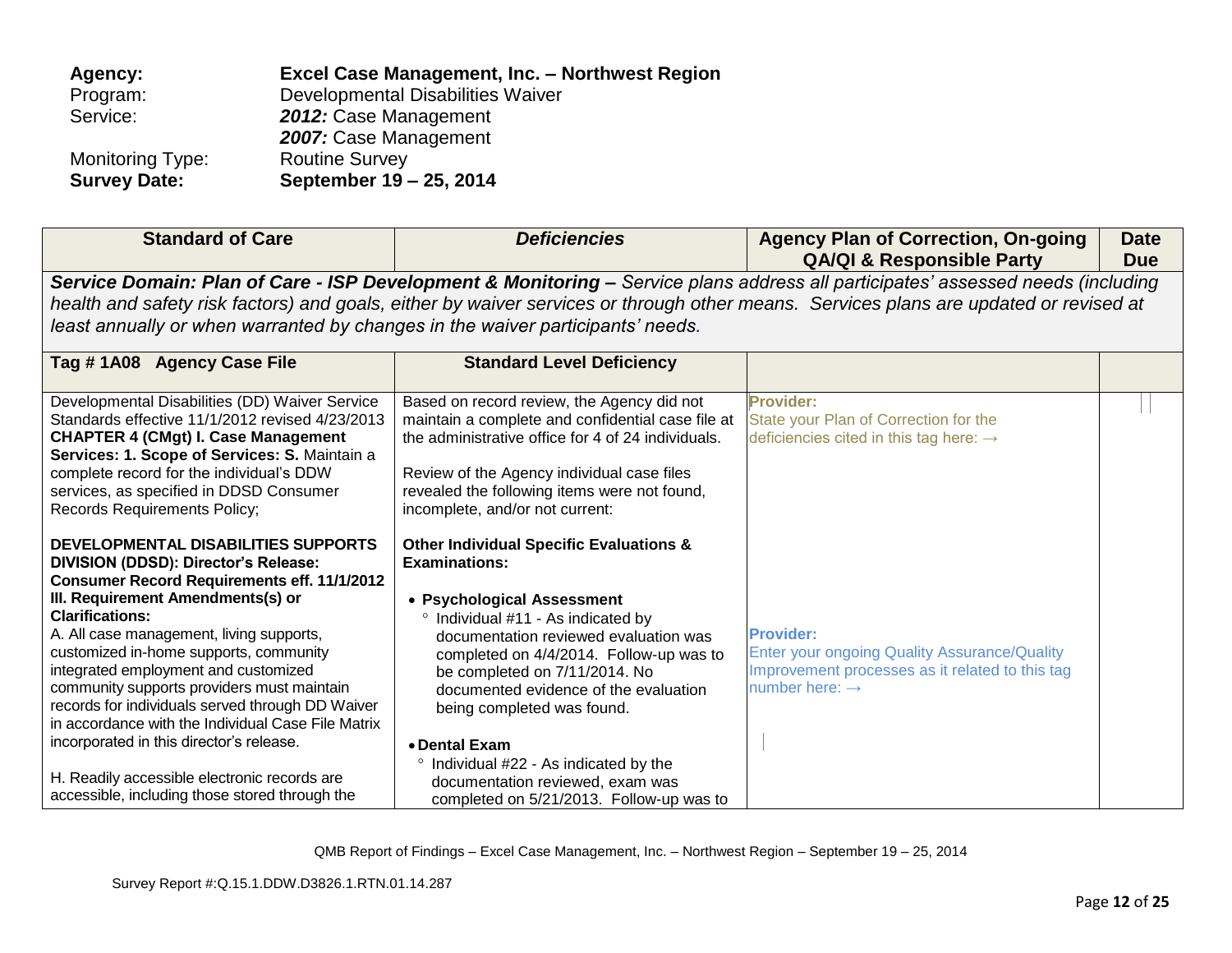**Agency:** **Excel Case Management, Inc. – Northwest Region**
Program: Developmental Disabilities Waiver
Service: ***2012:*** Case Management
***2007:*** Case Management
Monitoring Type: Routine Survey
**Survey Date:** **September 19 – 25, 2014**

| Standard of Care | *Deficiencies* | Agency Plan of Correction, On-going QA/QI & Responsible Party | Date Due |
|---|---|---|---|
| ***Service Domain: Plan of Care - ISP Development & Monitoring –*** *Service plans address all participates' assessed needs (including health and safety risk factors) and goals, either by waiver services or through other means. Services plans are updated or revised at least annually or when warranted by changes in the waiver participants' needs.* | | | |
| **Tag # 1A08 Agency Case File** | **Standard Level Deficiency** | | |
| Developmental Disabilities (DD) Waiver Service Standards effective 11/1/2012 revised 4/23/2013 **CHAPTER 4 (CMgt) I. Case Management Services: 1. Scope of Services: S.** Maintain a complete record for the individual's DDW services, as specified in DDSD Consumer Records Requirements Policy;<br><br>**DEVELOPMENTAL DISABILITIES SUPPORTS DIVISION (DDSD): Director's Release: Consumer Record Requirements eff. 11/1/2012 III. Requirement Amendments(s) or Clarifications:**<br>A. All case management, living supports, customized in-home supports, community integrated employment and customized community supports providers must maintain records for individuals served through DD Waiver in accordance with the Individual Case File Matrix incorporated in this director's release.<br><br>H. Readily accessible electronic records are accessible, including those stored through the | Based on record review, the Agency did not maintain a complete and confidential case file at the administrative office for 4 of 24 individuals.<br><br>Review of the Agency individual case files revealed the following items were not found, incomplete, and/or not current:<br><br>**Other Individual Specific Evaluations & Examinations:**<br><br>• **Psychological Assessment**<br>° Individual #11 - As indicated by documentation reviewed evaluation was completed on 4/4/2014. Follow-up was to be completed on 7/11/2014. No documented evidence of the evaluation being completed was found.<br><br>• **Dental Exam**<br>° Individual #22 - As indicated by the documentation reviewed, exam was completed on 5/21/2013. Follow-up was to | **Provider:**<br>State your Plan of Correction for the deficiencies cited in this tag here: →<br><br>**Provider:**<br>Enter your ongoing Quality Assurance/Quality Improvement processes as it related to this tag number here: → | |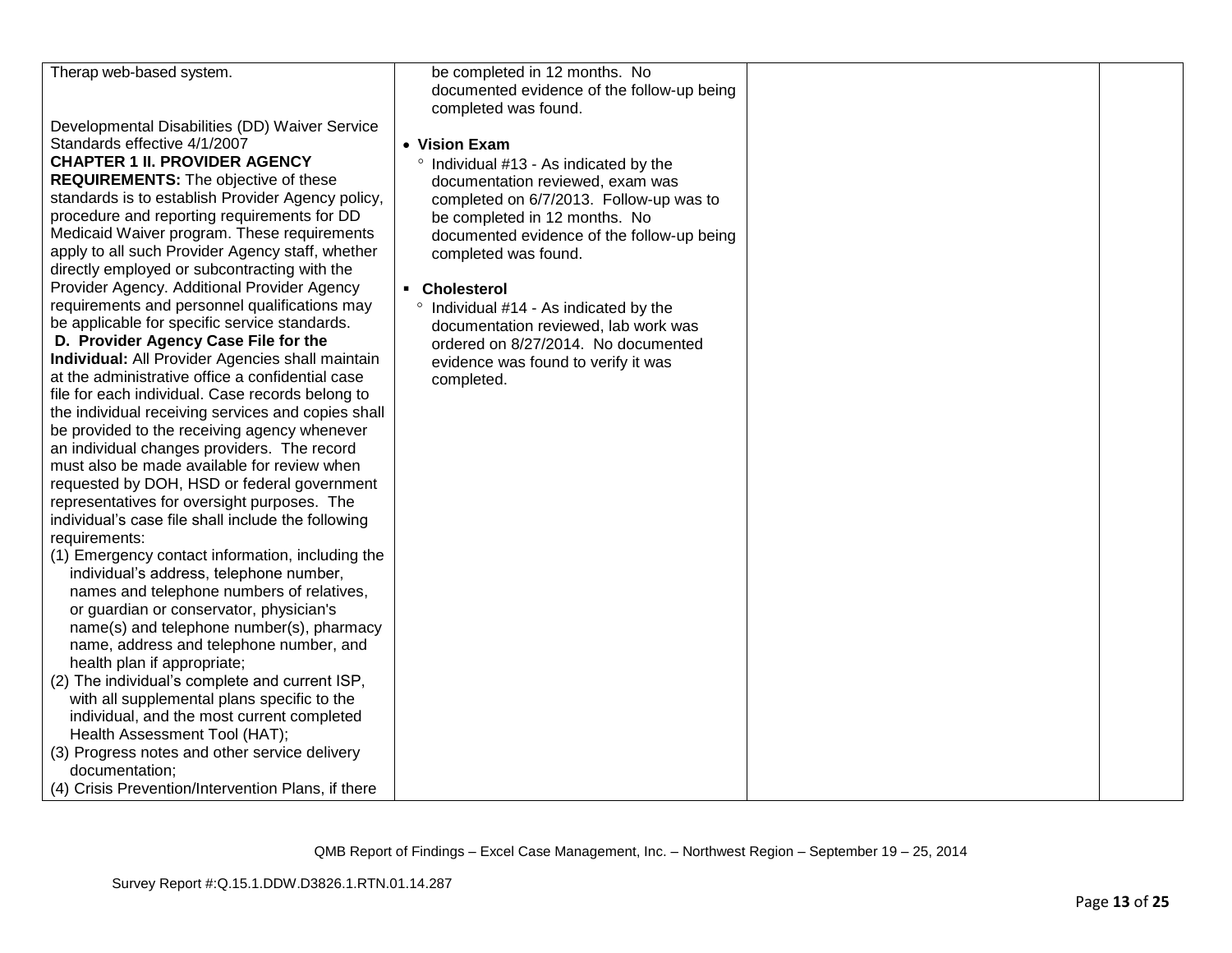| | | | |
|---|---|---|---|
| Therap web-based system.<br><br>Developmental Disabilities (DD) Waiver Service Standards effective 4/1/2007<br>**CHAPTER 1 II. PROVIDER AGENCY REQUIREMENTS:** The objective of these standards is to establish Provider Agency policy, procedure and reporting requirements for DD Medicaid Waiver program. These requirements apply to all such Provider Agency staff, whether directly employed or subcontracting with the Provider Agency. Additional Provider Agency requirements and personnel qualifications may be applicable for specific service standards.<br>**D. Provider Agency Case File for the Individual:** All Provider Agencies shall maintain at the administrative office a confidential case file for each individual. Case records belong to the individual receiving services and copies shall be provided to the receiving agency whenever an individual changes providers. The record must also be made available for review when requested by DOH, HSD or federal government representatives for oversight purposes. The individual's case file shall include the following requirements:<br>(1) Emergency contact information, including the individual's address, telephone number, names and telephone numbers of relatives, or guardian or conservator, physician's name(s) and telephone number(s), pharmacy name, address and telephone number, and health plan if appropriate;<br>(2) The individual's complete and current ISP, with all supplemental plans specific to the individual, and the most current completed Health Assessment Tool (HAT);<br>(3) Progress notes and other service delivery documentation;<br>(4) Crisis Prevention/Intervention Plans, if there | be completed in 12 months. No documented evidence of the follow-up being completed was found.<br><br>• **Vision Exam**<br>° Individual #13 - As indicated by the documentation reviewed, exam was completed on 6/7/2013. Follow-up was to be completed in 12 months. No documented evidence of the follow-up being completed was found.<br><br>▪ **Cholesterol**<br>° Individual #14 - As indicated by the documentation reviewed, lab work was ordered on 8/27/2014. No documented evidence was found to verify it was completed. | | |

QMB Report of Findings – Excel Case Management, Inc. – Northwest Region – September 19 – 25, 2014

Survey Report #:Q.15.1.DDW.D3826.1.RTN.01.14.287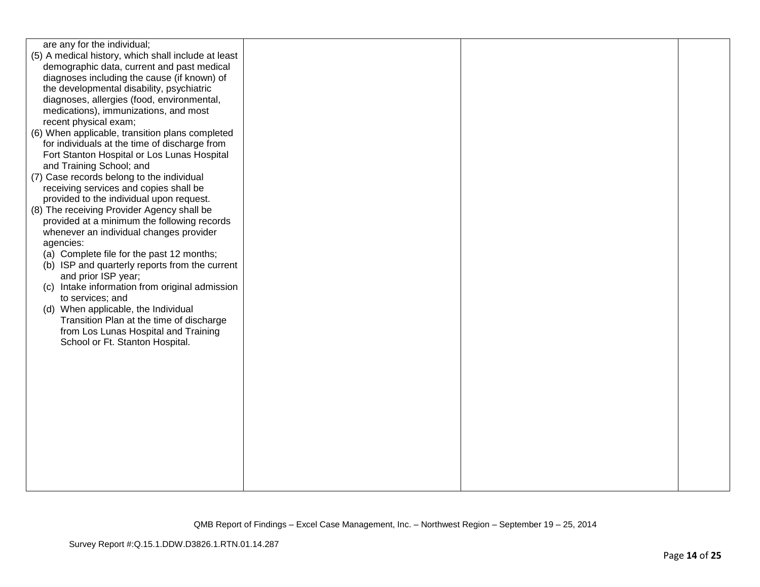| | | | |
|---|---|---|---|
| are any for the individual;<br>(5) A medical history, which shall include at least demographic data, current and past medical diagnoses including the cause (if known) of the developmental disability, psychiatric diagnoses, allergies (food, environmental, medications), immunizations, and most recent physical exam;<br>(6) When applicable, transition plans completed for individuals at the time of discharge from Fort Stanton Hospital or Los Lunas Hospital and Training School; and<br>(7) Case records belong to the individual receiving services and copies shall be provided to the individual upon request.<br>(8) The receiving Provider Agency shall be provided at a minimum the following records whenever an individual changes provider agencies:<br>(a) Complete file for the past 12 months;<br>(b) ISP and quarterly reports from the current and prior ISP year;<br>(c) Intake information from original admission to services; and<br>(d) When applicable, the Individual Transition Plan at the time of discharge from Los Lunas Hospital and Training School or Ft. Stanton Hospital. | | | |

QMB Report of Findings – Excel Case Management, Inc. – Northwest Region – September 19 – 25, 2014

Survey Report #:Q.15.1.DDW.D3826.1.RTN.01.14.287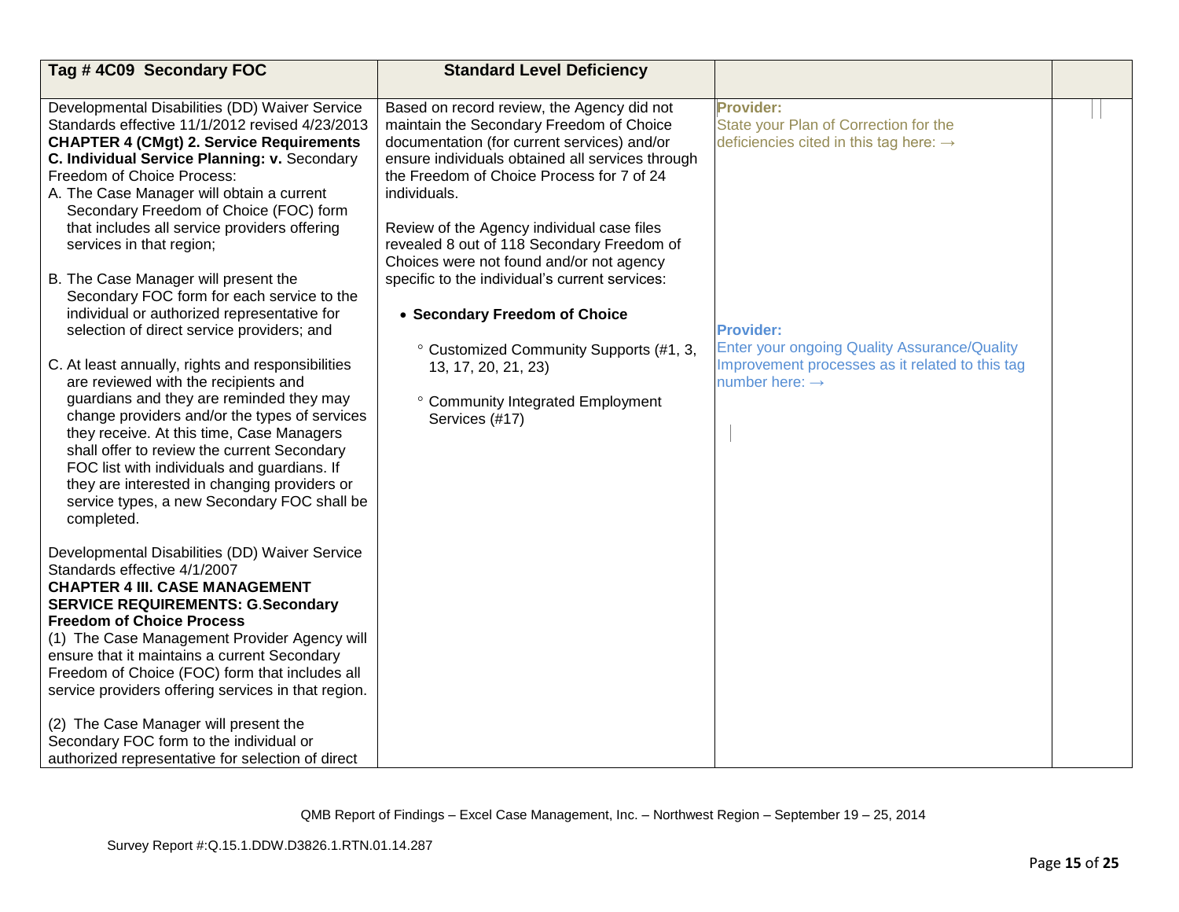| Tag # 4C09 Secondary FOC | Standard Level Deficiency | | |
|---|---|---|---|
| Developmental Disabilities (DD) Waiver Service Standards effective 11/1/2012 revised 4/23/2013 **CHAPTER 4 (CMgt) 2. Service Requirements C. Individual Service Planning: v.** Secondary Freedom of Choice Process:<br>A. The Case Manager will obtain a current Secondary Freedom of Choice (FOC) form that includes all service providers offering services in that region;<br><br>B. The Case Manager will present the Secondary FOC form for each service to the individual or authorized representative for selection of direct service providers; and<br><br>C. At least annually, rights and responsibilities are reviewed with the recipients and guardians and they are reminded they may change providers and/or the types of services they receive. At this time, Case Managers shall offer to review the current Secondary FOC list with individuals and guardians. If they are interested in changing providers or service types, a new Secondary FOC shall be completed.<br><br>Developmental Disabilities (DD) Waiver Service Standards effective 4/1/2007 **CHAPTER 4 III. CASE MANAGEMENT SERVICE REQUIREMENTS: G.Secondary Freedom of Choice Process**<br>(1) The Case Management Provider Agency will ensure that it maintains a current Secondary Freedom of Choice (FOC) form that includes all service providers offering services in that region.<br><br>(2) The Case Manager will present the Secondary FOC form to the individual or authorized representative for selection of direct | Based on record review, the Agency did not maintain the Secondary Freedom of Choice documentation (for current services) and/or ensure individuals obtained all services through the Freedom of Choice Process for 7 of 24 individuals.<br><br>Review of the Agency individual case files revealed 8 out of 118 Secondary Freedom of Choices were not found and/or not agency specific to the individual's current services:<br><br>• **Secondary Freedom of Choice**<br><br>° Customized Community Supports (#1, 3, 13, 17, 20, 21, 23)<br><br>° Community Integrated Employment Services (#17) | **Provider:**<br>State your Plan of Correction for the deficiencies cited in this tag here: →<br><br>**Provider:**<br>Enter your ongoing Quality Assurance/Quality Improvement processes as it related to this tag number here: → | |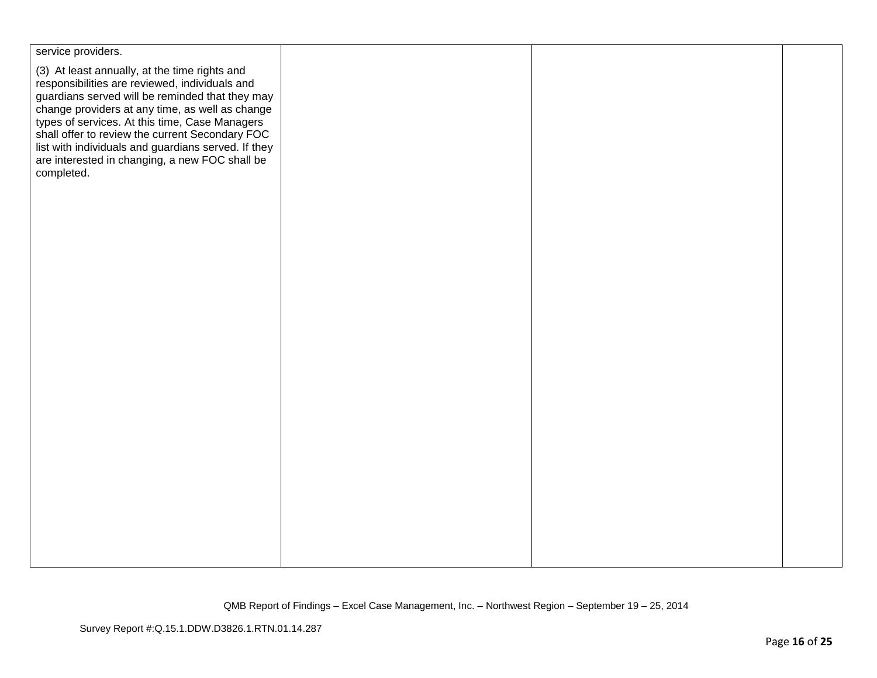| | | | |
|---|---|---|---|
| service providers.<br><br>(3) At least annually, at the time rights and responsibilities are reviewed, individuals and guardians served will be reminded that they may change providers at any time, as well as change types of services. At this time, Case Managers shall offer to review the current Secondary FOC list with individuals and guardians served. If they are interested in changing, a new FOC shall be completed. | | | |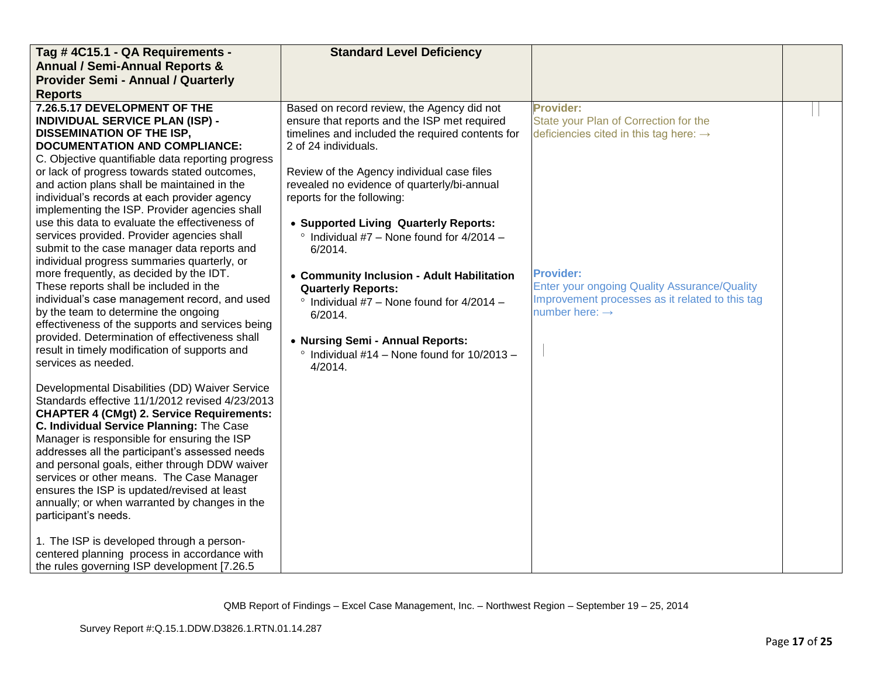| Tag # 4C15.1 - QA Requirements - Annual / Semi-Annual Reports & Provider Semi - Annual / Quarterly Reports | Standard Level Deficiency | | |
|---|---|---|---|
| **7.26.5.17 DEVELOPMENT OF THE INDIVIDUAL SERVICE PLAN (ISP) - DISSEMINATION OF THE ISP, DOCUMENTATION AND COMPLIANCE:**<br>C. Objective quantifiable data reporting progress or lack of progress towards stated outcomes, and action plans shall be maintained in the individual's records at each provider agency implementing the ISP. Provider agencies shall use this data to evaluate the effectiveness of services provided. Provider agencies shall submit to the case manager data reports and individual progress summaries quarterly, or more frequently, as decided by the IDT. These reports shall be included in the individual's case management record, and used by the team to determine the ongoing effectiveness of the supports and services being provided. Determination of effectiveness shall result in timely modification of supports and services as needed.<br><br>Developmental Disabilities (DD) Waiver Service Standards effective 11/1/2012 revised 4/23/2013 **CHAPTER 4 (CMgt) 2. Service Requirements: C. Individual Service Planning:** The Case Manager is responsible for ensuring the ISP addresses all the participant's assessed needs and personal goals, either through DDW waiver services or other means. The Case Manager ensures the ISP is updated/revised at least annually; or when warranted by changes in the participant's needs.<br><br>1. The ISP is developed through a person-centered planning process in accordance with the rules governing ISP development [7.26.5 | Based on record review, the Agency did not ensure that reports and the ISP met required timelines and included the required contents for 2 of 24 individuals.<br><br>Review of the Agency individual case files revealed no evidence of quarterly/bi-annual reports for the following:<br><br>• **Supported Living Quarterly Reports:**<br>° Individual #7 – None found for 4/2014 – 6/2014.<br><br>• **Community Inclusion - Adult Habilitation Quarterly Reports:**<br>° Individual #7 – None found for 4/2014 – 6/2014.<br><br>• **Nursing Semi - Annual Reports:**<br>° Individual #14 – None found for 10/2013 – 4/2014. | **Provider:**<br>State your Plan of Correction for the deficiencies cited in this tag here: →<br><br><br><br>**Provider:**<br>Enter your ongoing Quality Assurance/Quality Improvement processes as it related to this tag number here: → | |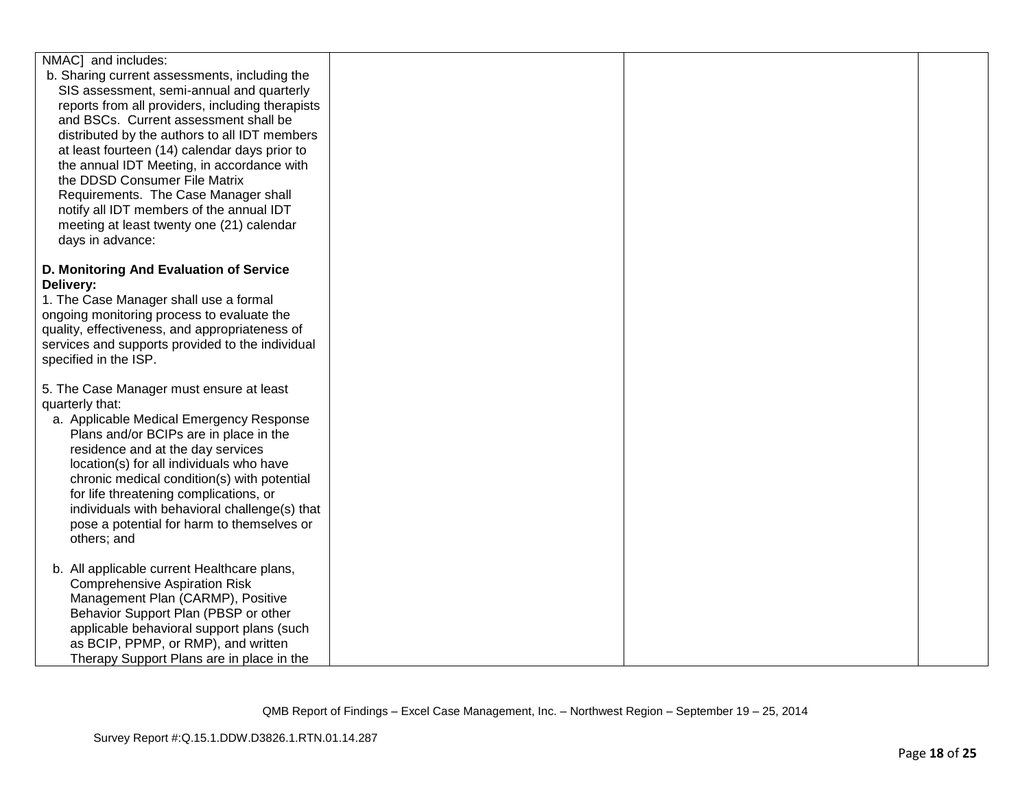| | | | |
|---|---|---|---|
| NMAC] and includes:<br>b. Sharing current assessments, including the SIS assessment, semi-annual and quarterly reports from all providers, including therapists and BSCs. Current assessment shall be distributed by the authors to all IDT members at least fourteen (14) calendar days prior to the annual IDT Meeting, in accordance with the DDSD Consumer File Matrix Requirements. The Case Manager shall notify all IDT members of the annual IDT meeting at least twenty one (21) calendar days in advance:<br><br>**D. Monitoring And Evaluation of Service Delivery:**<br>1. The Case Manager shall use a formal ongoing monitoring process to evaluate the quality, effectiveness, and appropriateness of services and supports provided to the individual specified in the ISP.<br><br>5. The Case Manager must ensure at least quarterly that:<br>a. Applicable Medical Emergency Response Plans and/or BCIPs are in place in the residence and at the day services location(s) for all individuals who have chronic medical condition(s) with potential for life threatening complications, or individuals with behavioral challenge(s) that pose a potential for harm to themselves or others; and<br><br>b. All applicable current Healthcare plans, Comprehensive Aspiration Risk Management Plan (CARMP), Positive Behavior Support Plan (PBSP or other applicable behavioral support plans (such as BCIP, PPMP, or RMP), and written Therapy Support Plans are in place in the | | | |

QMB Report of Findings – Excel Case Management, Inc. – Northwest Region – September 19 – 25, 2014

Survey Report #:Q.15.1.DDW.D3826.1.RTN.01.14.287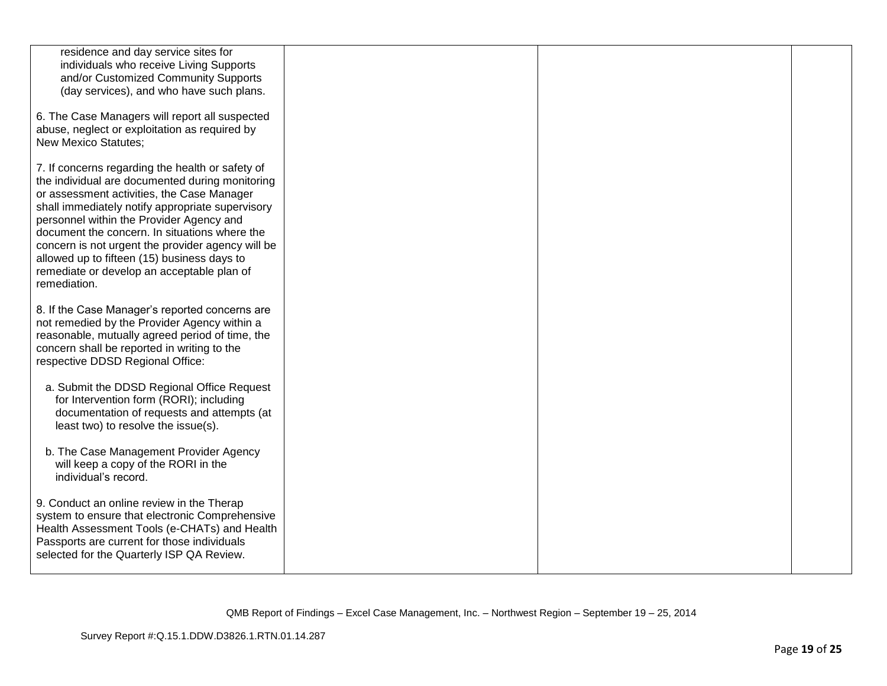| | | | |
|---|---|---|---|
| residence and day service sites for individuals who receive Living Supports and/or Customized Community Supports (day services), and who have such plans.<br><br>6. The Case Managers will report all suspected abuse, neglect or exploitation as required by New Mexico Statutes;<br><br>7. If concerns regarding the health or safety of the individual are documented during monitoring or assessment activities, the Case Manager shall immediately notify appropriate supervisory personnel within the Provider Agency and document the concern. In situations where the concern is not urgent the provider agency will be allowed up to fifteen (15) business days to remediate or develop an acceptable plan of remediation.<br><br>8. If the Case Manager's reported concerns are not remedied by the Provider Agency within a reasonable, mutually agreed period of time, the concern shall be reported in writing to the respective DDSD Regional Office:<br><br>a. Submit the DDSD Regional Office Request for Intervention form (RORI); including documentation of requests and attempts (at least two) to resolve the issue(s).<br><br>b. The Case Management Provider Agency will keep a copy of the RORI in the individual's record.<br><br>9. Conduct an online review in the Therap system to ensure that electronic Comprehensive Health Assessment Tools (e-CHATs) and Health Passports are current for those individuals selected for the Quarterly ISP QA Review. | | | |

QMB Report of Findings – Excel Case Management, Inc. – Northwest Region – September 19 – 25, 2014

Survey Report #:Q.15.1.DDW.D3826.1.RTN.01.14.287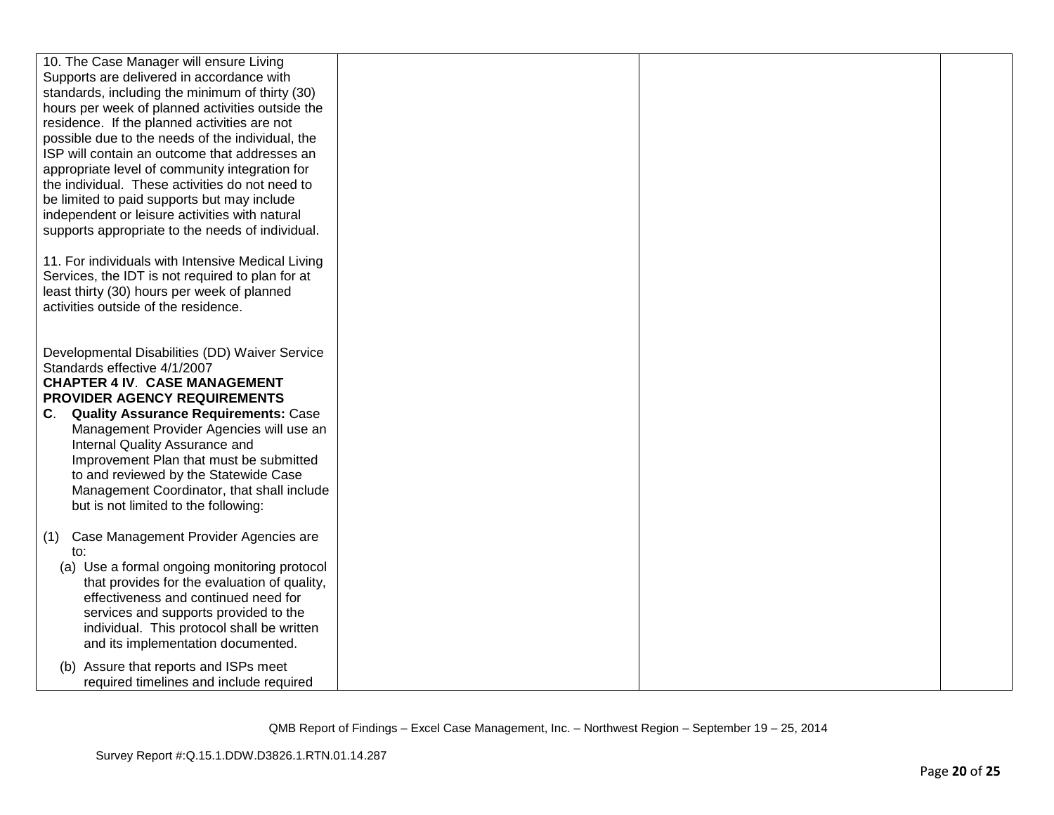| | | | |
|---|---|---|---|
| 10. The Case Manager will ensure Living Supports are delivered in accordance with standards, including the minimum of thirty (30) hours per week of planned activities outside the residence. If the planned activities are not possible due to the needs of the individual, the ISP will contain an outcome that addresses an appropriate level of community integration for the individual. These activities do not need to be limited to paid supports but may include independent or leisure activities with natural supports appropriate to the needs of individual.<br><br>11. For individuals with Intensive Medical Living Services, the IDT is not required to plan for at least thirty (30) hours per week of planned activities outside of the residence.<br><br>Developmental Disabilities (DD) Waiver Service Standards effective 4/1/2007<br>**CHAPTER 4 IV. CASE MANAGEMENT PROVIDER AGENCY REQUIREMENTS**<br>**C. Quality Assurance Requirements:** Case Management Provider Agencies will use an Internal Quality Assurance and Improvement Plan that must be submitted to and reviewed by the Statewide Case Management Coordinator, that shall include but is not limited to the following:<br><br>(1) Case Management Provider Agencies are to:<br>(a) Use a formal ongoing monitoring protocol that provides for the evaluation of quality, effectiveness and continued need for services and supports provided to the individual. This protocol shall be written and its implementation documented.<br>(b) Assure that reports and ISPs meet required timelines and include required | | | |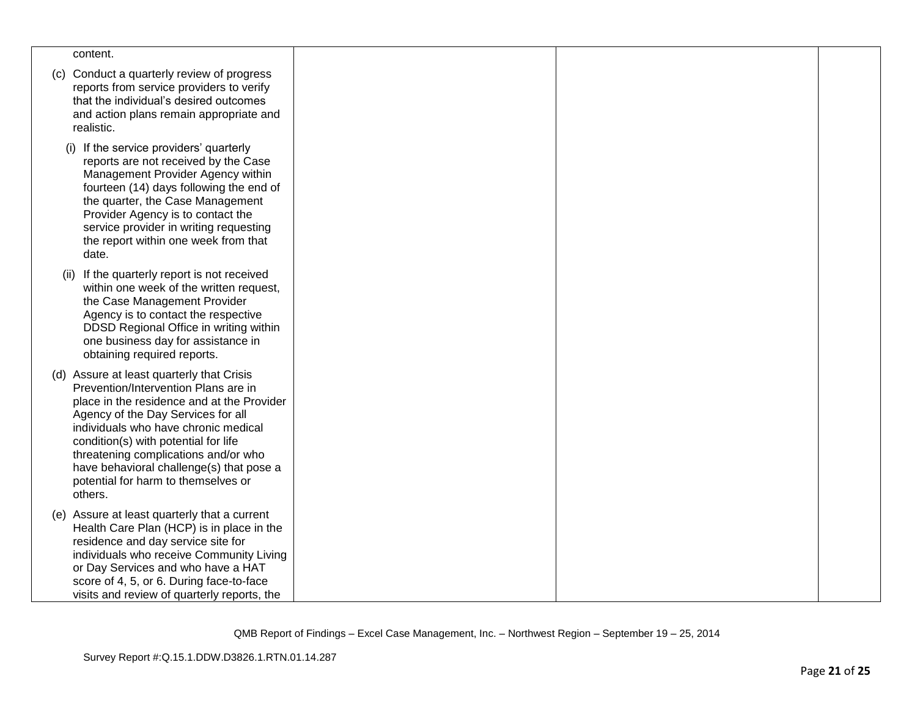| | | | |
|---|---|---|---|
| content.<br><br>(c) Conduct a quarterly review of progress reports from service providers to verify that the individual's desired outcomes and action plans remain appropriate and realistic.<br><br>(i) If the service providers' quarterly reports are not received by the Case Management Provider Agency within fourteen (14) days following the end of the quarter, the Case Management Provider Agency is to contact the service provider in writing requesting the report within one week from that date.<br><br>(ii) If the quarterly report is not received within one week of the written request, the Case Management Provider Agency is to contact the respective DDSD Regional Office in writing within one business day for assistance in obtaining required reports.<br><br>(d) Assure at least quarterly that Crisis Prevention/Intervention Plans are in place in the residence and at the Provider Agency of the Day Services for all individuals who have chronic medical condition(s) with potential for life threatening complications and/or who have behavioral challenge(s) that pose a potential for harm to themselves or others.<br><br>(e) Assure at least quarterly that a current Health Care Plan (HCP) is in place in the residence and day service site for individuals who receive Community Living or Day Services and who have a HAT score of 4, 5, or 6. During face-to-face visits and review of quarterly reports, the | | | |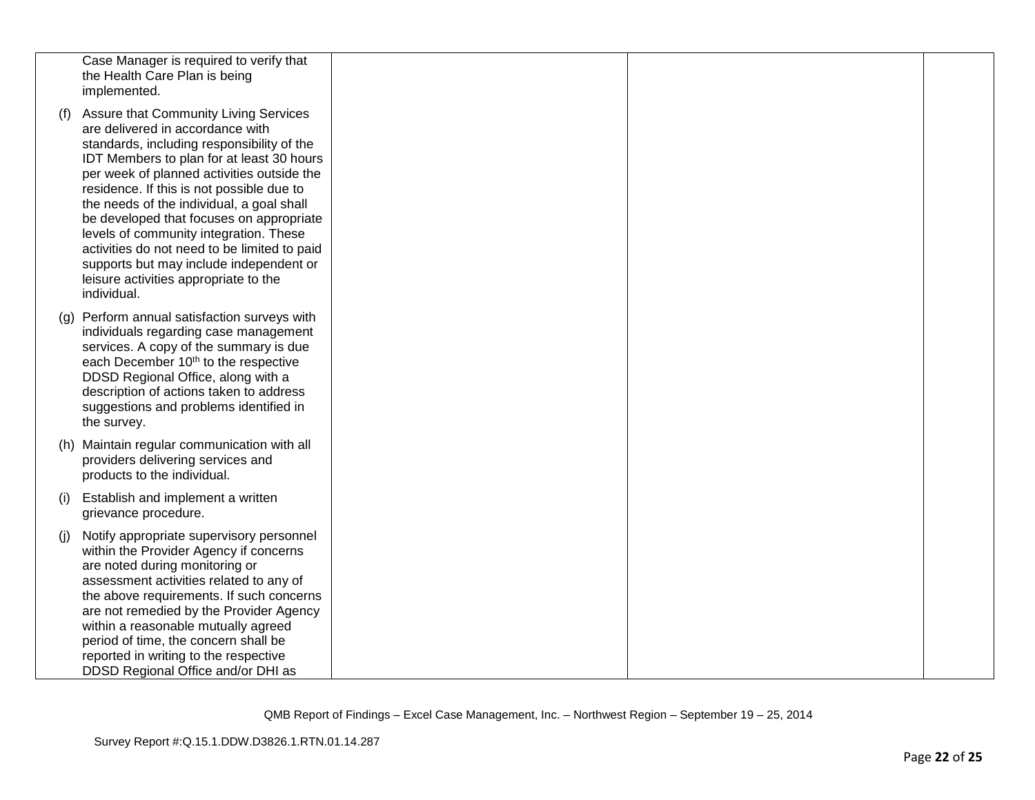| | | | |
|---|---|---|---|
| Case Manager is required to verify that the Health Care Plan is being implemented.<br><br>(f) Assure that Community Living Services are delivered in accordance with standards, including responsibility of the IDT Members to plan for at least 30 hours per week of planned activities outside the residence. If this is not possible due to the needs of the individual, a goal shall be developed that focuses on appropriate levels of community integration. These activities do not need to be limited to paid supports but may include independent or leisure activities appropriate to the individual.<br><br>(g) Perform annual satisfaction surveys with individuals regarding case management services. A copy of the summary is due each December 10th to the respective DDSD Regional Office, along with a description of actions taken to address suggestions and problems identified in the survey.<br><br>(h) Maintain regular communication with all providers delivering services and products to the individual.<br><br>(i) Establish and implement a written grievance procedure.<br><br>(j) Notify appropriate supervisory personnel within the Provider Agency if concerns are noted during monitoring or assessment activities related to any of the above requirements. If such concerns are not remedied by the Provider Agency within a reasonable mutually agreed period of time, the concern shall be reported in writing to the respective DDSD Regional Office and/or DHI as | | | |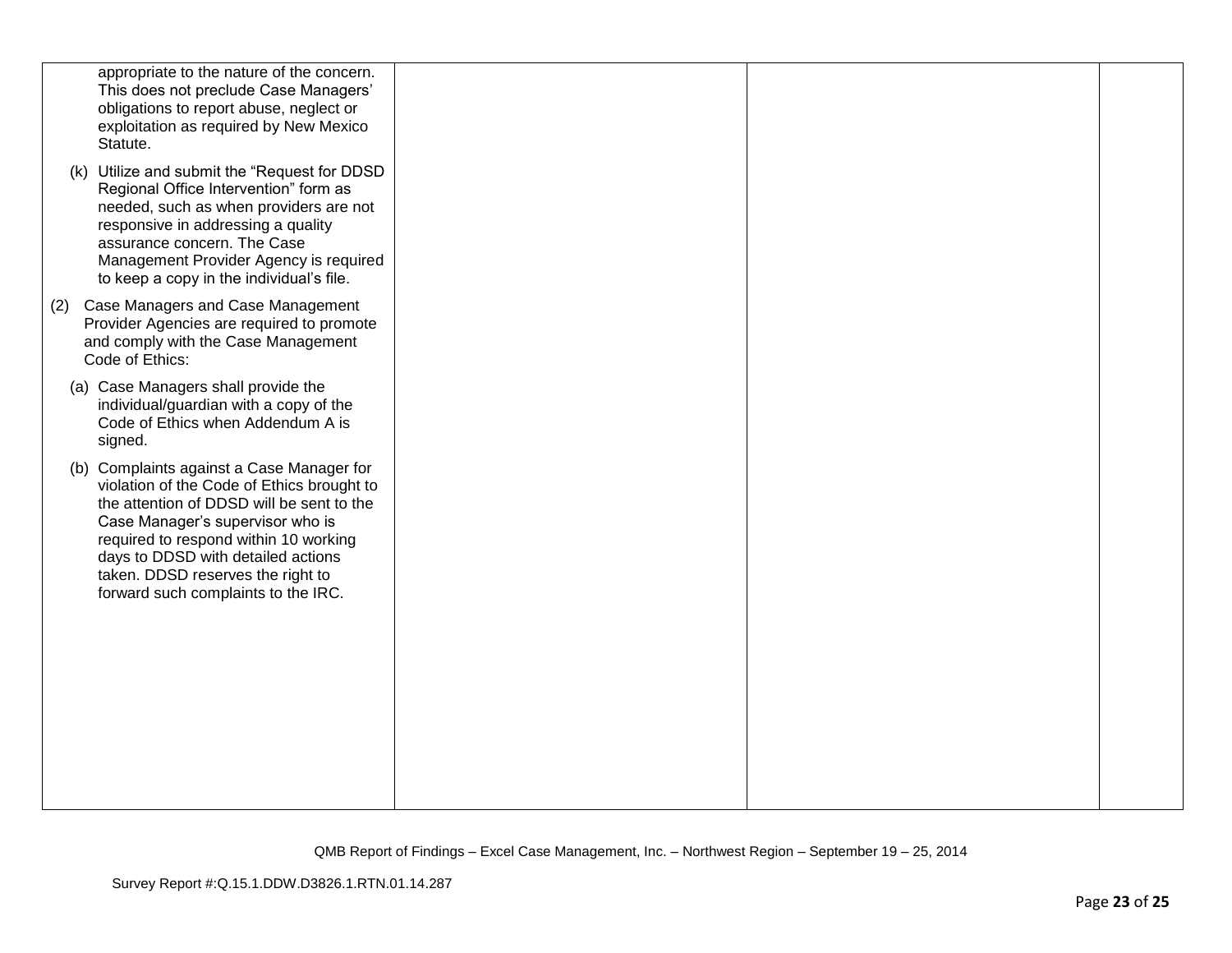| | | | |
|---|---|---|---|
| appropriate to the nature of the concern. This does not preclude Case Managers' obligations to report abuse, neglect or exploitation as required by New Mexico Statute.<br><br>(k) Utilize and submit the "Request for DDSD Regional Office Intervention" form as needed, such as when providers are not responsive in addressing a quality assurance concern. The Case Management Provider Agency is required to keep a copy in the individual's file.<br><br>(2) Case Managers and Case Management Provider Agencies are required to promote and comply with the Case Management Code of Ethics:<br><br>(a) Case Managers shall provide the individual/guardian with a copy of the Code of Ethics when Addendum A is signed.<br><br>(b) Complaints against a Case Manager for violation of the Code of Ethics brought to the attention of DDSD will be sent to the Case Manager's supervisor who is required to respond within 10 working days to DDSD with detailed actions taken. DDSD reserves the right to forward such complaints to the IRC. | | | |

QMB Report of Findings – Excel Case Management, Inc. – Northwest Region – September 19 – 25, 2014

Survey Report #:Q.15.1.DDW.D3826.1.RTN.01.14.287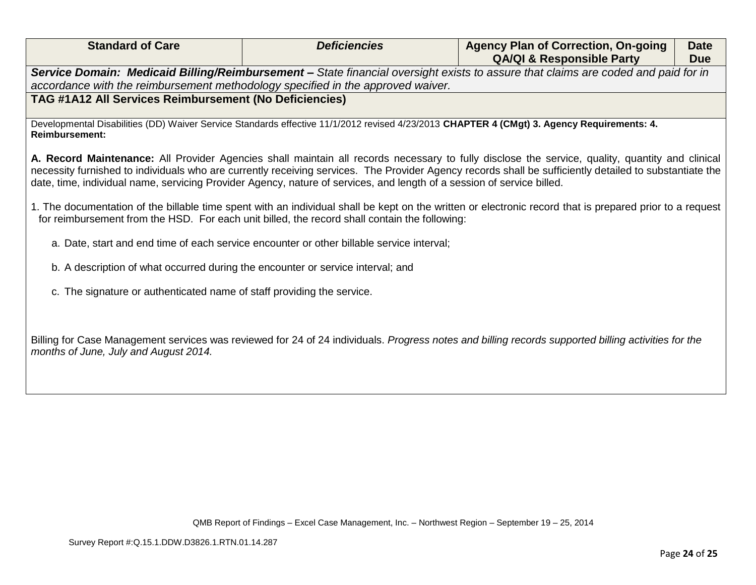| Standard of Care | *Deficiencies* | Agency Plan of Correction, On-going QA/QI & Responsible Party | Date Due |
|---|---|---|---|

***Service Domain: Medicaid Billing/Reimbursement –*** *State financial oversight exists to assure that claims are coded and paid for in accordance with the reimbursement methodology specified in the approved waiver.*

**TAG #1A12 All Services Reimbursement (No Deficiencies)**

Developmental Disabilities (DD) Waiver Service Standards effective 11/1/2012 revised 4/23/2013 **CHAPTER 4 (CMgt) 3. Agency Requirements: 4. Reimbursement:**

**A. Record Maintenance:** All Provider Agencies shall maintain all records necessary to fully disclose the service, quality, quantity and clinical necessity furnished to individuals who are currently receiving services. The Provider Agency records shall be sufficiently detailed to substantiate the date, time, individual name, servicing Provider Agency, nature of services, and length of a session of service billed.

1. The documentation of the billable time spent with an individual shall be kept on the written or electronic record that is prepared prior to a request for reimbursement from the HSD. For each unit billed, the record shall contain the following:

   a. Date, start and end time of each service encounter or other billable service interval;

   b. A description of what occurred during the encounter or service interval; and

   c. The signature or authenticated name of staff providing the service.

Billing for Case Management services was reviewed for 24 of 24 individuals. *Progress notes and billing records supported billing activities for the months of June, July and August 2014.*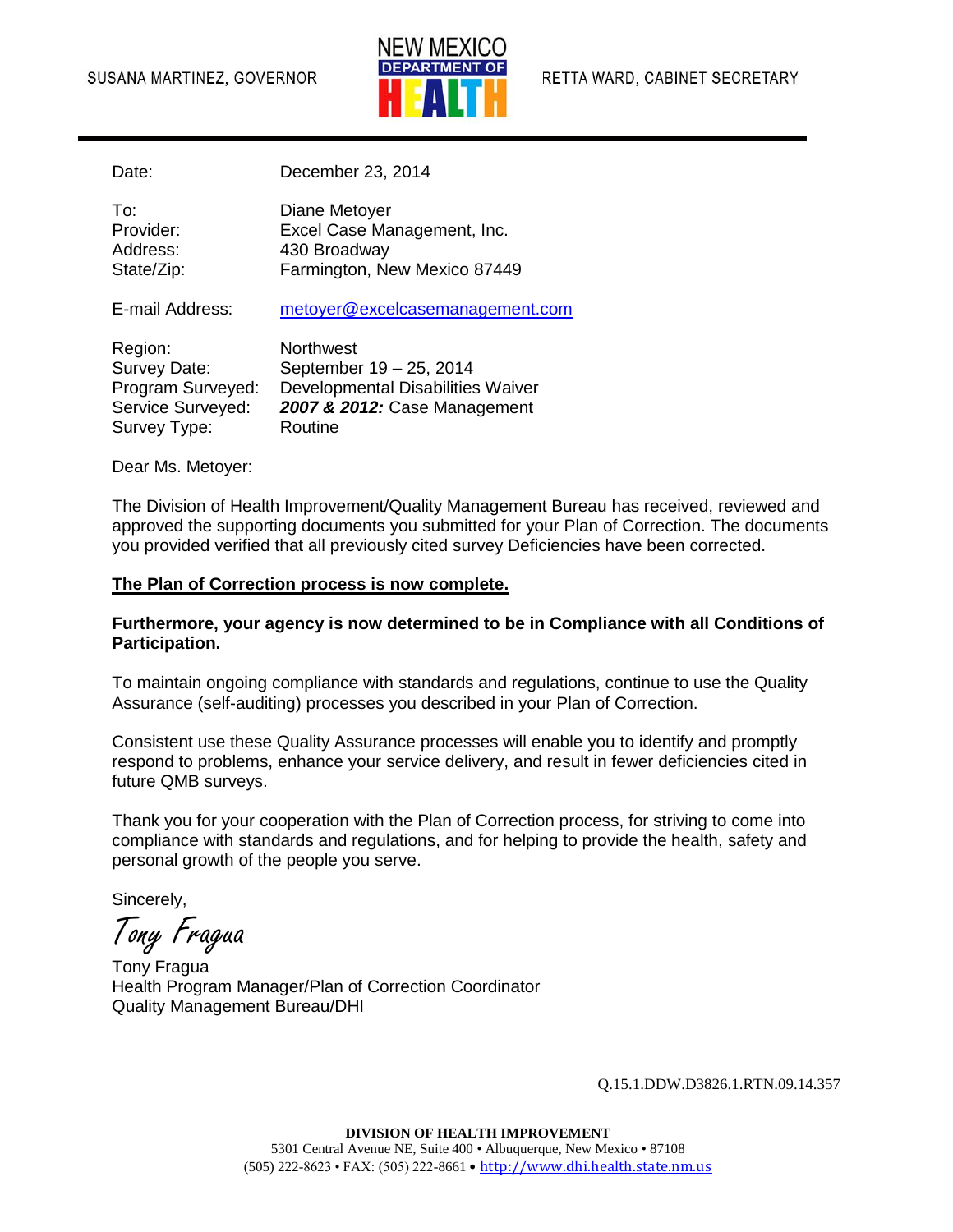SUSANA MARTINEZ, GOVERNOR

NEW MEXICO DEPARTMENT OF HEALTH

RETTA WARD, CABINET SECRETARY

| | |
|---|---|
| Date: | December 23, 2014 |
| To: | Diane Metoyer |
| Provider: | Excel Case Management, Inc. |
| Address: | 430 Broadway |
| State/Zip: | Farmington, New Mexico 87449 |
| E-mail Address: | metoyer@excelcasemanagement.com |
| Region: | Northwest |
| Survey Date: | September 19 – 25, 2014 |
| Program Surveyed: | Developmental Disabilities Waiver |
| Service Surveyed: | ***2007 & 2012:*** Case Management |
| Survey Type: | Routine |

Dear Ms. Metoyer:

The Division of Health Improvement/Quality Management Bureau has received, reviewed and approved the supporting documents you submitted for your Plan of Correction. The documents you provided verified that all previously cited survey Deficiencies have been corrected.

**The Plan of Correction process is now complete.**

**Furthermore, your agency is now determined to be in Compliance with all Conditions of Participation.**

To maintain ongoing compliance with standards and regulations, continue to use the Quality Assurance (self-auditing) processes you described in your Plan of Correction.

Consistent use these Quality Assurance processes will enable you to identify and promptly respond to problems, enhance your service delivery, and result in fewer deficiencies cited in future QMB surveys.

Thank you for your cooperation with the Plan of Correction process, for striving to come into compliance with standards and regulations, and for helping to provide the health, safety and personal growth of the people you serve.

Sincerely,

*Tony Fragua*

Tony Fragua
Health Program Manager/Plan of Correction Coordinator
Quality Management Bureau/DHI

Q.15.1.DDW.D3826.1.RTN.09.14.357

**DIVISION OF HEALTH IMPROVEMENT**
5301 Central Avenue NE, Suite 400 • Albuquerque, New Mexico • 87108
(505) 222-8623 • FAX: (505) 222-8661 • http://www.dhi.health.state.nm.us